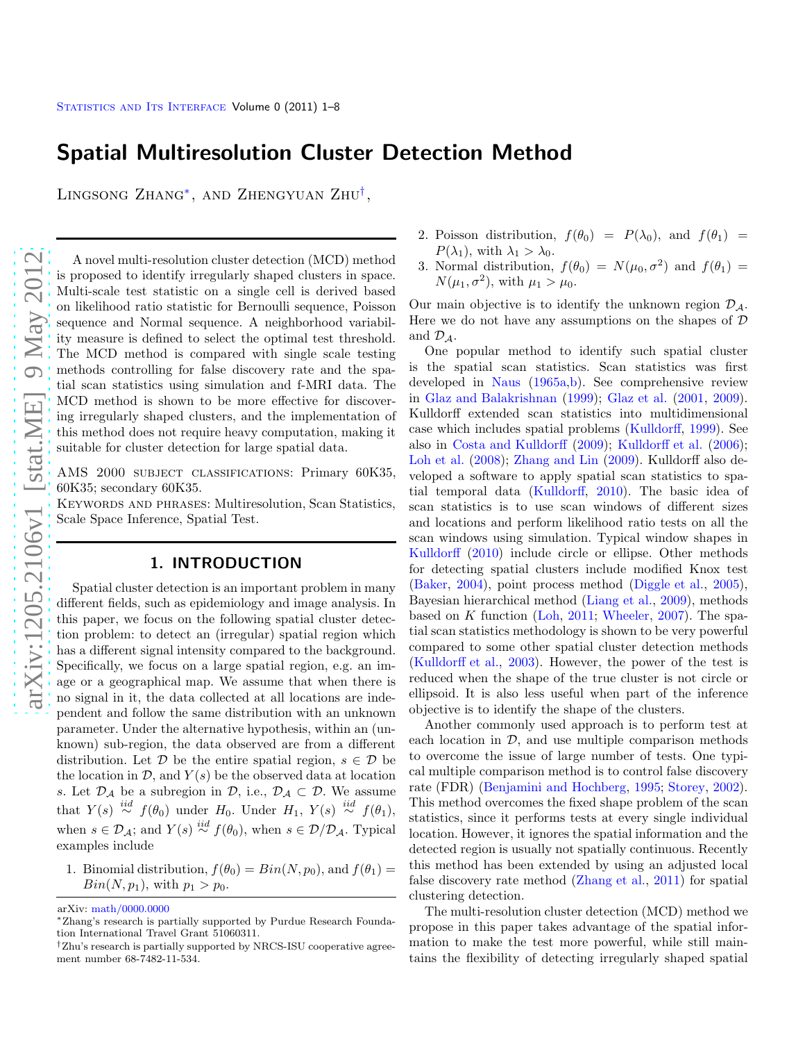# Spatial Multiresolution Cluster Detection Method

Lingsong Zhang[*], and Zhengyuan Zhu[†],

A novel multi-resolution cluster detection (MCD) method is proposed to identify irregularly shaped clusters in space. Multi-scale test statistic on a single cell is derived based on likelihood ratio statistic for Bernoulli sequence, Poisson sequence and Normal sequence. A neighborhood variability measure is defined to select the optimal test threshold. The MCD method is compared with single scale testing methods controlling for false discovery rate and the spatial scan statistics using simulation and f-MRI data. The MCD method is shown to be more effective for discovering irregularly shaped clusters, and the implementation of this method does not require heavy computation, making it suitable for cluster detection for large spatial data.

AMS 2000 subject classifications: Primary 60K35, 60K35; secondary 60K35.

Keywords and phrases: Multiresolution, Scan Statistics, Scale Space Inference, Spatial Test.

## 1. INTRODUCTION

Spatial cluster detection is an important problem in many different fields, such as epidemiology and image analysis. In this paper, we focus on the following spatial cluster detection problem: to detect an (irregular) spatial region which has a different signal intensity compared to the background. Specifically, we focus on a large spatial region, e.g. an image or a geographical map. We assume that when there is no signal in it, the data collected at all locations are independent and follow the same distribution with an unknown parameter. Under the alternative hypothesis, within an (unknown) sub-region, the data observed are from a different distribution. Let $\mathcal{D}$ be the entire spatial region, $s \in \mathcal{D}$ be the location in $\mathcal{D}$, and $Y(s)$ be the observed data at location $s$. Let $\mathcal{D}_{\mathcal{A}}$ be a subregion in $\mathcal{D}$, i.e., $\mathcal{D}_{\mathcal{A}} \subset \mathcal{D}$. We assume that $Y(s) \overset{iid}{\sim} f(\theta_0)$ under $H_0$. Under $H_1$, $Y(s) \overset{iid}{\sim} f(\theta_1)$, when $s \in \mathcal{D}_{\mathcal{A}}$; and $Y(s) \overset{iid}{\sim} f(\theta_0)$, when $s \in \mathcal{D}/\mathcal{D}_{\mathcal{A}}$. Typical examples include

1. Binomial distribution, $f(\theta_0) = Bin(N, p_0)$, and $f(\theta_1) = Bin(N, p_1)$, with $p_1 > p_0$.
2. Poisson distribution, $f(\theta_0) = P(\lambda_0)$, and $f(\theta_1) = P(\lambda_1)$, with $\lambda_1 > \lambda_0$.
3. Normal distribution, $f(\theta_0) = N(\mu_0, \sigma^2)$ and $f(\theta_1) = N(\mu_1, \sigma^2)$, with $\mu_1 > \mu_0$.

Our main objective is to identify the unknown region $\mathcal{D}_{\mathcal{A}}$. Here we do not have any assumptions on the shapes of $\mathcal{D}$ and $\mathcal{D}_{\mathcal{A}}$.

One popular method to identify such spatial cluster is the spatial scan statistics. Scan statistics was first developed in Naus (1965a,b). See comprehensive review in Glaz and Balakrishnan (1999); Glaz et al. (2001, 2009). Kulldorff extended scan statistics into multidimensional case which includes spatial problems (Kulldorff, 1999). See also in Costa and Kulldorff (2009); Kulldorff et al. (2006); Loh et al. (2008); Zhang and Lin (2009). Kulldorff also developed a software to apply spatial scan statistics to spatial temporal data (Kulldorff, 2010). The basic idea of scan statistics is to use scan windows of different sizes and locations and perform likelihood ratio tests on all the scan windows using simulation. Typical window shapes in Kulldorff (2010) include circle or ellipse. Other methods for detecting spatial clusters include modified Knox test (Baker, 2004), point process method (Diggle et al., 2005), Bayesian hierarchical method (Liang et al., 2009), methods based on $K$ function (Loh, 2011; Wheeler, 2007). The spatial scan statistics methodology is shown to be very powerful compared to some other spatial cluster detection methods (Kulldorff et al., 2003). However, the power of the test is reduced when the shape of the true cluster is not circle or ellipsoid. It is also less useful when part of the inference objective is to identify the shape of the clusters.

Another commonly used approach is to perform test at each location in $\mathcal{D}$, and use multiple comparison methods to overcome the issue of large number of tests. One typical multiple comparison method is to control false discovery rate (FDR) (Benjamini and Hochberg, 1995; Storey, 2002). This method overcomes the fixed shape problem of the scan statistics, since it performs tests at every single individual location. However, it ignores the spatial information and the detected region is usually not spatially continuous. Recently this method has been extended by using an adjusted local false discovery rate method (Zhang et al., 2011) for spatial clustering detection.

The multi-resolution cluster detection (MCD) method we propose in this paper takes advantage of the spatial information to make the test more powerful, while still maintains the flexibility of detecting irregularly shaped spatial

arXiv: math/0000.0000

[*]Zhang's research is partially supported by Purdue Research Foundation International Travel Grant 51060311.

[†]Zhu's research is partially supported by NRCS-ISU cooperative agreement number 68-7482-11-534.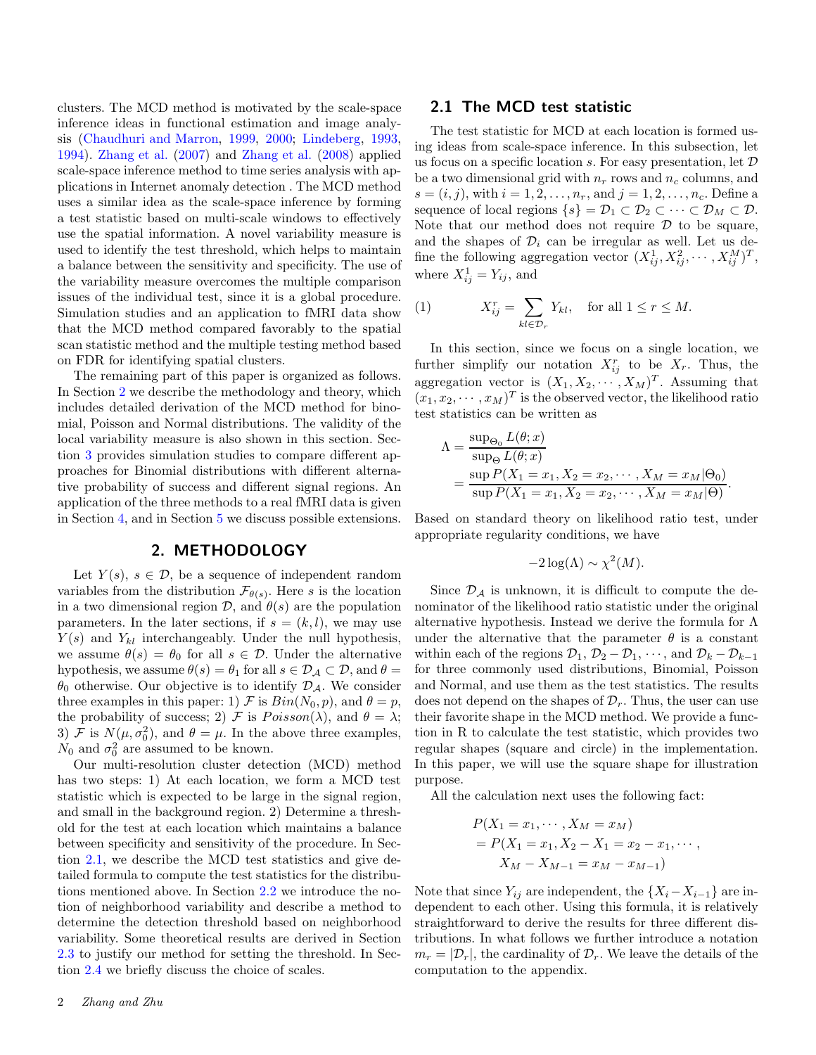clusters. The MCD method is motivated by the scale-space inference ideas in functional estimation and image analysis (Chaudhuri and Marron, 1999, 2000; Lindeberg, 1993, 1994). Zhang et al. (2007) and Zhang et al. (2008) applied scale-space inference method to time series analysis with applications in Internet anomaly detection . The MCD method uses a similar idea as the scale-space inference by forming a test statistic based on multi-scale windows to effectively use the spatial information. A novel variability measure is used to identify the test threshold, which helps to maintain a balance between the sensitivity and specificity. The use of the variability measure overcomes the multiple comparison issues of the individual test, since it is a global procedure. Simulation studies and an application to fMRI data show that the MCD method compared favorably to the spatial scan statistic method and the multiple testing method based on FDR for identifying spatial clusters.

The remaining part of this paper is organized as follows. In Section 2 we describe the methodology and theory, which includes detailed derivation of the MCD method for binomial, Poisson and Normal distributions. The validity of the local variability measure is also shown in this section. Section 3 provides simulation studies to compare different approaches for Binomial distributions with different alternative probability of success and different signal regions. An application of the three methods to a real fMRI data is given in Section 4, and in Section 5 we discuss possible extensions.

## 2. METHODOLOGY

Let $Y(s)$, $s \in \mathcal{D}$, be a sequence of independent random variables from the distribution $\mathcal{F}_{\theta(s)}$. Here $s$ is the location in a two dimensional region $\mathcal{D}$, and $\theta(s)$ are the population parameters. In the later sections, if $s = (k, l)$, we may use $Y(s)$ and $Y_{kl}$ interchangeably. Under the null hypothesis, we assume $\theta(s) = \theta_0$ for all $s \in \mathcal{D}$. Under the alternative hypothesis, we assume $\theta(s) = \theta_1$ for all $s \in \mathcal{D}_{\mathcal{A}} \subset \mathcal{D}$, and $\theta = \theta_0$ otherwise. Our objective is to identify $\mathcal{D}_{\mathcal{A}}$. We consider three examples in this paper: 1) $\mathcal{F}$ is $Bin(N_0, p)$, and $\theta = p$, the probability of success; 2) $\mathcal{F}$ is $Poisson(\lambda)$, and $\theta = \lambda$; 3) $\mathcal{F}$ is $N(\mu, \sigma_0^2)$, and $\theta = \mu$. In the above three examples, $N_0$ and $\sigma_0^2$ are assumed to be known.

Our multi-resolution cluster detection (MCD) method has two steps: 1) At each location, we form a MCD test statistic which is expected to be large in the signal region, and small in the background region. 2) Determine a threshold for the test at each location which maintains a balance between specificity and sensitivity of the procedure. In Section 2.1, we describe the MCD test statistics and give detailed formula to compute the test statistics for the distributions mentioned above. In Section 2.2 we introduce the notion of neighborhood variability and describe a method to determine the detection threshold based on neighborhood variability. Some theoretical results are derived in Section 2.3 to justify our method for setting the threshold. In Section 2.4 we briefly discuss the choice of scales.

### 2.1 The MCD test statistic

The test statistic for MCD at each location is formed using ideas from scale-space inference. In this subsection, let us focus on a specific location $s$. For easy presentation, let $\mathcal{D}$ be a two dimensional grid with $n_r$ rows and $n_c$ columns, and $s = (i, j)$, with $i = 1, 2, \ldots, n_r$, and $j = 1, 2, \ldots, n_c$. Define a sequence of local regions $\{s\} = \mathcal{D}_1 \subset \mathcal{D}_2 \subset \cdots \subset \mathcal{D}_M \subset \mathcal{D}$. Note that our method does not require $\mathcal{D}$ to be square, and the shapes of $\mathcal{D}_i$ can be irregular as well. Let us define the following aggregation vector $(X_{ij}^1, X_{ij}^2, \cdots, X_{ij}^M)^T$, where $X_{ij}^1 = Y_{ij}$, and

$$
X_{ij}^r = \sum_{kl \in \mathcal{D}_r} Y_{kl}, \quad \text{for all } 1 \le r \le M. \tag{1}
$$

In this section, since we focus on a single location, we further simplify our notation $X_{ij}^r$ to be $X_r$. Thus, the aggregation vector is $(X_1, X_2, \cdots, X_M)^T$. Assuming that $(x_1, x_2, \cdots, x_M)^T$ is the observed vector, the likelihood ratio test statistics can be written as

$$
\begin{aligned}
\Lambda &= \frac{\sup_{\Theta_0} L(\theta; x)}{\sup_{\Theta} L(\theta; x)} \\
&= \frac{\sup P(X_1 = x_1, X_2 = x_2, \cdots, X_M = x_M | \Theta_0)}{\sup P(X_1 = x_1, X_2 = x_2, \cdots, X_M = x_M | \Theta)}.
\end{aligned}
$$

Based on standard theory on likelihood ratio test, under appropriate regularity conditions, we have

$$
-2 \log(\Lambda) \sim \chi^2(M).
$$

Since $\mathcal{D}_{\mathcal{A}}$ is unknown, it is difficult to compute the denominator of the likelihood ratio statistic under the original alternative hypothesis. Instead we derive the formula for $\Lambda$ under the alternative that the parameter $\theta$ is a constant within each of the regions $\mathcal{D}_1$, $\mathcal{D}_2 - \mathcal{D}_1$, $\cdots$, and $\mathcal{D}_k - \mathcal{D}_{k-1}$ for three commonly used distributions, Binomial, Poisson and Normal, and use them as the test statistics. The results does not depend on the shapes of $\mathcal{D}_r$. Thus, the user can use their favorite shape in the MCD method. We provide a function in R to calculate the test statistic, which provides two regular shapes (square and circle) in the implementation. In this paper, we will use the square shape for illustration purpose.

All the calculation next uses the following fact:

$$
\begin{aligned}
& P(X_1 = x_1, \cdots, X_M = x_M) \\
&= P(X_1 = x_1, X_2 - X_1 = x_2 - x_1, \cdots, \\
&\qquad X_M - X_{M-1} = x_M - x_{M-1})
\end{aligned}
$$

Note that since $Y_{ij}$ are independent, the $\{X_i - X_{i-1}\}$ are independent to each other. Using this formula, it is relatively straightforward to derive the results for three different distributions. In what follows we further introduce a notation $m_r = |\mathcal{D}_r|$, the cardinality of $\mathcal{D}_r$. We leave the details of the computation to the appendix.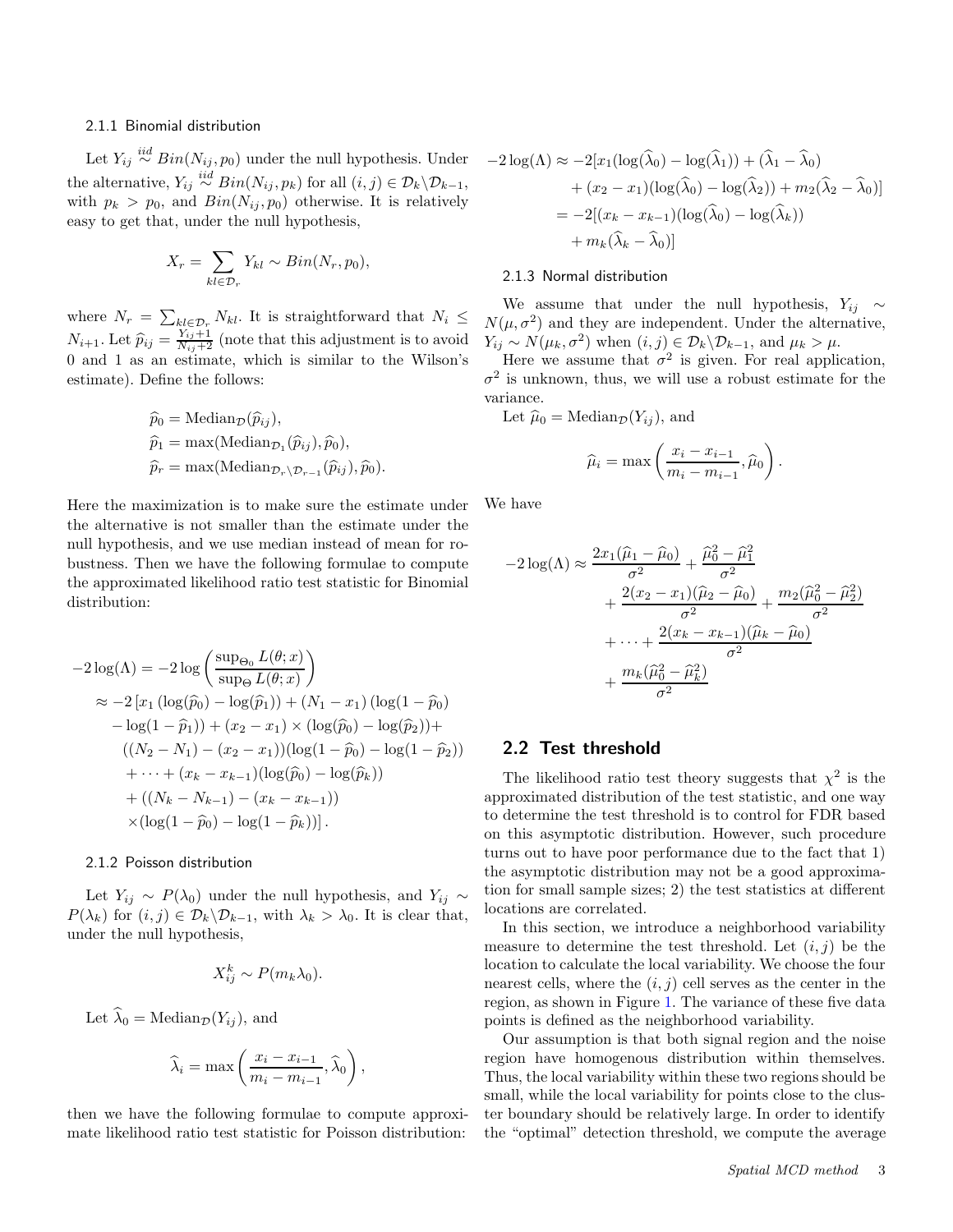#### 2.1.1 Binomial distribution

Let $Y_{ij} \overset{iid}{\sim} Bin(N_{ij}, p_0)$ under the null hypothesis. Under the alternative, $Y_{ij} \overset{iid}{\sim} Bin(N_{ij}, p_k)$ for all $(i,j) \in \mathcal{D}_k \backslash \mathcal{D}_{k-1}$, with $p_k > p_0$, and $Bin(N_{ij}, p_0)$ otherwise. It is relatively easy to get that, under the null hypothesis,

$$X_r = \sum_{kl \in \mathcal{D}_r} Y_{kl} \sim Bin(N_r, p_0),$$

where $N_r = \sum_{kl \in \mathcal{D}_r} N_{kl}$. It is straightforward that $N_i \leq N_{i+1}$. Let $\widehat{p}_{ij} = \frac{Y_{ij}+1}{N_{ij}+2}$ (note that this adjustment is to avoid 0 and 1 as an estimate, which is similar to the Wilson's estimate). Define the follows:

$$\begin{aligned}
\widehat{p}_0 &= \text{Median}_{\mathcal{D}}(\widehat{p}_{ij}), \\
\widehat{p}_1 &= \max(\text{Median}_{\mathcal{D}_1}(\widehat{p}_{ij}), \widehat{p}_0), \\
\widehat{p}_r &= \max(\text{Median}_{\mathcal{D}_r \backslash \mathcal{D}_{r-1}}(\widehat{p}_{ij}), \widehat{p}_0).
\end{aligned}$$

Here the maximization is to make sure the estimate under the alternative is not smaller than the estimate under the null hypothesis, and we use median instead of mean for robustness. Then we have the following formulae to compute the approximated likelihood ratio test statistic for Binomial distribution:

$$\begin{aligned}
-2\log(\Lambda) &= -2\log\left(\frac{\sup_{\Theta_0} L(\theta; x)}{\sup_{\Theta} L(\theta; x)}\right) \\
&\approx -2\left[x_1\left(\log(\widehat{p}_0) - \log(\widehat{p}_1)\right) + (N_1 - x_1)\left(\log(1-\widehat{p}_0)\right.\right. \\
&\quad \left. - \log(1-\widehat{p}_1)\right) + (x_2 - x_1) \times (\log(\widehat{p}_0) - \log(\widehat{p}_2)) + \\
&\quad ((N_2 - N_1) - (x_2 - x_1))(\log(1-\widehat{p}_0) - \log(1-\widehat{p}_2)) \\
&\quad + \cdots + (x_k - x_{k-1})(\log(\widehat{p}_0) - \log(\widehat{p}_k)) \\
&\quad + ((N_k - N_{k-1}) - (x_k - x_{k-1})) \\
&\quad \left. \times (\log(1-\widehat{p}_0) - \log(1-\widehat{p}_k))\right].
\end{aligned}$$

#### 2.1.2 Poisson distribution

Let $Y_{ij} \sim P(\lambda_0)$ under the null hypothesis, and $Y_{ij} \sim P(\lambda_k)$ for $(i,j) \in \mathcal{D}_k \backslash \mathcal{D}_{k-1}$, with $\lambda_k > \lambda_0$. It is clear that, under the null hypothesis,

$$X_{ij}^k \sim P(m_k \lambda_0).$$

Let $\widehat{\lambda}_0 = \text{Median}_{\mathcal{D}}(Y_{ij})$, and

$$\widehat{\lambda}_i = \max\left(\frac{x_i - x_{i-1}}{m_i - m_{i-1}}, \widehat{\lambda}_0\right),$$

then we have the following formulae to compute approximate likelihood ratio test statistic for Poisson distribution:

$$\begin{aligned}
-2\log(\Lambda) &\approx -2[x_1(\log(\widehat{\lambda}_0) - \log(\widehat{\lambda}_1)) + (\widehat{\lambda}_1 - \widehat{\lambda}_0) \\
&\quad + (x_2 - x_1)(\log(\widehat{\lambda}_0) - \log(\widehat{\lambda}_2)) + m_2(\widehat{\lambda}_2 - \widehat{\lambda}_0)] \\
&= -2[(x_k - x_{k-1})(\log(\widehat{\lambda}_0) - \log(\widehat{\lambda}_k)) \\
&\quad + m_k(\widehat{\lambda}_k - \widehat{\lambda}_0)]
\end{aligned}$$

#### 2.1.3 Normal distribution

We assume that under the null hypothesis, $Y_{ij} \sim N(\mu, \sigma^2)$ and they are independent. Under the alternative, $Y_{ij} \sim N(\mu_k, \sigma^2)$ when $(i,j) \in \mathcal{D}_k \backslash \mathcal{D}_{k-1}$, and $\mu_k > \mu$.

Here we assume that $\sigma^2$ is given. For real application, $\sigma^2$ is unknown, thus, we will use a robust estimate for the variance.

Let $\widehat{\mu}_0 = \text{Median}_{\mathcal{D}}(Y_{ij})$, and

$$\widehat{\mu}_i = \max\left(\frac{x_i - x_{i-1}}{m_i - m_{i-1}}, \widehat{\mu}_0\right).$$

We have

$$\begin{aligned}
-2\log(\Lambda) &\approx \frac{2x_1(\widehat{\mu}_1 - \widehat{\mu}_0)}{\sigma^2} + \frac{\widehat{\mu}_0^2 - \widehat{\mu}_1^2}{\sigma^2} \\
&\quad + \frac{2(x_2 - x_1)(\widehat{\mu}_2 - \widehat{\mu}_0)}{\sigma^2} + \frac{m_2(\widehat{\mu}_0^2 - \widehat{\mu}_2^2)}{\sigma^2} \\
&\quad + \cdots + \frac{2(x_k - x_{k-1})(\widehat{\mu}_k - \widehat{\mu}_0)}{\sigma^2} \\
&\quad + \frac{m_k(\widehat{\mu}_0^2 - \widehat{\mu}_k^2)}{\sigma^2}
\end{aligned}$$

### 2.2 Test threshold

The likelihood ratio test theory suggests that $\chi^2$ is the approximated distribution of the test statistic, and one way to determine the test threshold is to control for FDR based on this asymptotic distribution. However, such procedure turns out to have poor performance due to the fact that 1) the asymptotic distribution may not be a good approximation for small sample sizes; 2) the test statistics at different locations are correlated.

In this section, we introduce a neighborhood variability measure to determine the test threshold. Let $(i,j)$ be the location to calculate the local variability. We choose the four nearest cells, where the $(i,j)$ cell serves as the center in the region, as shown in Figure 1. The variance of these five data points is defined as the neighborhood variability.

Our assumption is that both signal region and the noise region have homogenous distribution within themselves. Thus, the local variability within these two regions should be small, while the local variability for points close to the cluster boundary should be relatively large. In order to identify the "optimal" detection threshold, we compute the average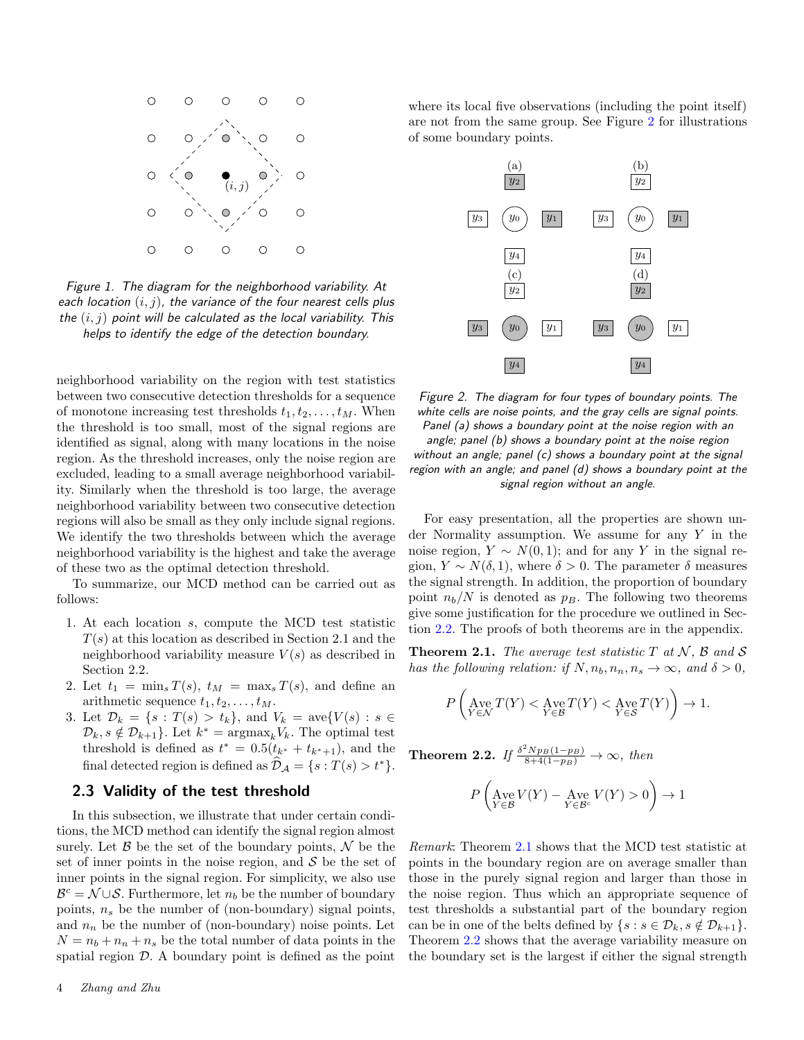Figure 1. The diagram for the neighborhood variability. At each location $(i, j)$, the variance of the four nearest cells plus the $(i, j)$ point will be calculated as the local variability. This helps to identify the edge of the detection boundary.

neighborhood variability on the region with test statistics between two consecutive detection thresholds for a sequence of monotone increasing test thresholds $t_1, t_2, \ldots, t_M$. When the threshold is too small, most of the signal regions are identified as signal, along with many locations in the noise region. As the threshold increases, only the noise region are excluded, leading to a small average neighborhood variability. Similarly when the threshold is too large, the average neighborhood variability between two consecutive detection regions will also be small as they only include signal regions. We identify the two thresholds between which the average neighborhood variability is the highest and take the average of these two as the optimal detection threshold.

To summarize, our MCD method can be carried out as follows:

1. At each location $s$, compute the MCD test statistic $T(s)$ at this location as described in Section 2.1 and the neighborhood variability measure $V(s)$ as described in Section 2.2.
2. Let $t_1 = \min_s T(s)$, $t_M = \max_s T(s)$, and define an arithmetic sequence $t_1, t_2, \ldots, t_M$.
3. Let $\mathcal{D}_k = \{s : T(s) > t_k\}$, and $V_k = \text{ave}\{V(s) : s \in \mathcal{D}_k, s \notin \mathcal{D}_{k+1}\}$. Let $k^* = \text{argmax}_k V_k$. The optimal test threshold is defined as $t^* = 0.5(t_{k^*} + t_{k^*+1})$, and the final detected region is defined as $\widehat{\mathcal{D}}_{\mathcal{A}} = \{s : T(s) > t^*\}$.

## 2.3 Validity of the test threshold

In this subsection, we illustrate that under certain conditions, the MCD method can identify the signal region almost surely. Let $\mathcal{B}$ be the set of the boundary points, $\mathcal{N}$ be the set of inner points in the noise region, and $\mathcal{S}$ be the set of inner points in the signal region. For simplicity, we also use $\mathcal{B}^c = \mathcal{N} \cup \mathcal{S}$. Furthermore, let $n_b$ be the number of boundary points, $n_s$ be the number of (non-boundary) signal points, and $n_n$ be the number of (non-boundary) noise points. Let $N = n_b + n_n + n_s$ be the total number of data points in the spatial region $\mathcal{D}$. A boundary point is defined as the point where its local five observations (including the point itself) are not from the same group. See Figure 2 for illustrations of some boundary points.

Figure 2. The diagram for four types of boundary points. The white cells are noise points, and the gray cells are signal points. Panel (a) shows a boundary point at the noise region with an angle; panel (b) shows a boundary point at the noise region without an angle; panel (c) shows a boundary point at the signal region with an angle; and panel (d) shows a boundary point at the signal region without an angle.

For easy presentation, all the properties are shown under Normality assumption. We assume for any $Y$ in the noise region, $Y \sim N(0, 1)$; and for any $Y$ in the signal region, $Y \sim N(\delta, 1)$, where $\delta > 0$. The parameter $\delta$ measures the signal strength. In addition, the proportion of boundary point $n_b/N$ is denoted as $p_B$. The following two theorems give some justification for the procedure we outlined in Section 2.2. The proofs of both theorems are in the appendix.

**Theorem 2.1.** *The average test statistic $T$ at $\mathcal{N}$, $\mathcal{B}$ and $\mathcal{S}$ has the following relation: if $N, n_b, n_n, n_s \to \infty$, and $\delta > 0$,*

$$P\left(\underset{Y \in \mathcal{N}}{\text{Ave}}\, T(Y) < \underset{Y \in \mathcal{B}}{\text{Ave}}\, T(Y) < \underset{Y \in \mathcal{S}}{\text{Ave}}\, T(Y)\right) \to 1.$$

**Theorem 2.2.** *If $\frac{\delta^2 N p_B (1-p_B)}{8+4(1-p_B)} \to \infty$, then*

$$P\left(\underset{Y \in \mathcal{B}}{\text{Ave}}\, V(Y) - \underset{Y \in \mathcal{B}^c}{\text{Ave}}\, V(Y) > 0\right) \to 1$$

*Remark*: Theorem 2.1 shows that the MCD test statistic at points in the boundary region are on average smaller than those in the purely signal region and larger than those in the noise region. Thus which an appropriate sequence of test thresholds a substantial part of the boundary region can be in one of the belts defined by $\{s : s \in \mathcal{D}_k, s \notin \mathcal{D}_{k+1}\}$. Theorem 2.2 shows that the average variability measure on the boundary set is the largest if either the signal strength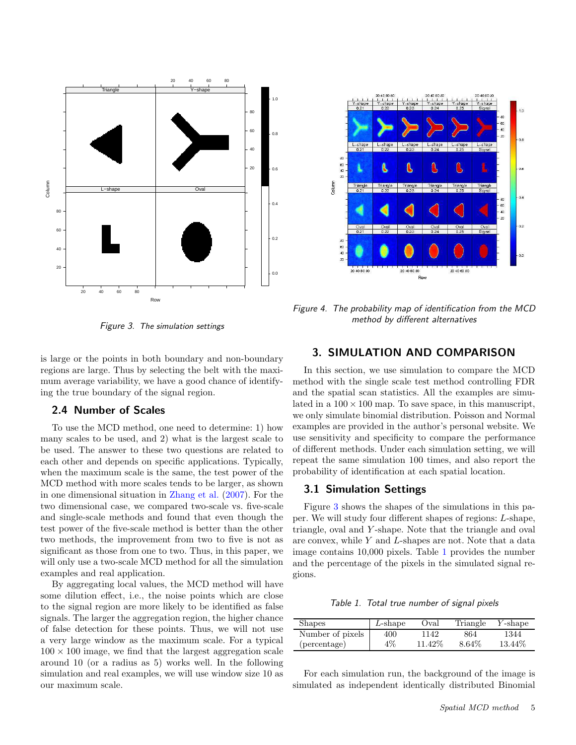Figure 3. The simulation settings

Figure 4. The probability map of identification from the MCD method by different alternatives

is large or the points in both boundary and non-boundary regions are large. Thus by selecting the belt with the maximum average variability, we have a good chance of identifying the true boundary of the signal region.

### 2.4 Number of Scales

To use the MCD method, one need to determine: 1) how many scales to be used, and 2) what is the largest scale to be used. The answer to these two questions are related to each other and depends on specific applications. Typically, when the maximum scale is the same, the test power of the MCD method with more scales tends to be larger, as shown in one dimensional situation in Zhang et al. (2007). For the two dimensional case, we compared two-scale vs. five-scale and single-scale methods and found that even though the test power of the five-scale method is better than the other two methods, the improvement from two to five is not as significant as those from one to two. Thus, in this paper, we will only use a two-scale MCD method for all the simulation examples and real application.

By aggregating local values, the MCD method will have some dilution effect, i.e., the noise points which are close to the signal region are more likely to be identified as false signals. The larger the aggregation region, the higher chance of false detection for these points. Thus, we will not use a very large window as the maximum scale. For a typical $100 \times 100$ image, we find that the largest aggregation scale around 10 (or a radius as 5) works well. In the following simulation and real examples, we will use window size 10 as our maximum scale.

## 3. SIMULATION AND COMPARISON

In this section, we use simulation to compare the MCD method with the single scale test method controlling FDR and the spatial scan statistics. All the examples are simulated in a $100 \times 100$ map. To save space, in this manuscript, we only simulate binomial distribution. Poisson and Normal examples are provided in the author's personal website. We use sensitivity and specificity to compare the performance of different methods. Under each simulation setting, we will repeat the same simulation 100 times, and also report the probability of identification at each spatial location.

### 3.1 Simulation Settings

Figure 3 shows the shapes of the simulations in this paper. We will study four different shapes of regions: $L$-shape, triangle, oval and $Y$-shape. Note that the triangle and oval are convex, while $Y$ and $L$-shapes are not. Note that a data image contains 10,000 pixels. Table 1 provides the number and the percentage of the pixels in the simulated signal regions.

Table 1. Total true number of signal pixels

| Shapes | $L$-shape | Oval | Triangle | $Y$-shape |
|---|---|---|---|---|
| Number of pixels | 400 | 1142 | 864 | 1344 |
| (percentage) | 4% | 11.42% | 8.64% | 13.44% |

For each simulation run, the background of the image is simulated as independent identically distributed Binomial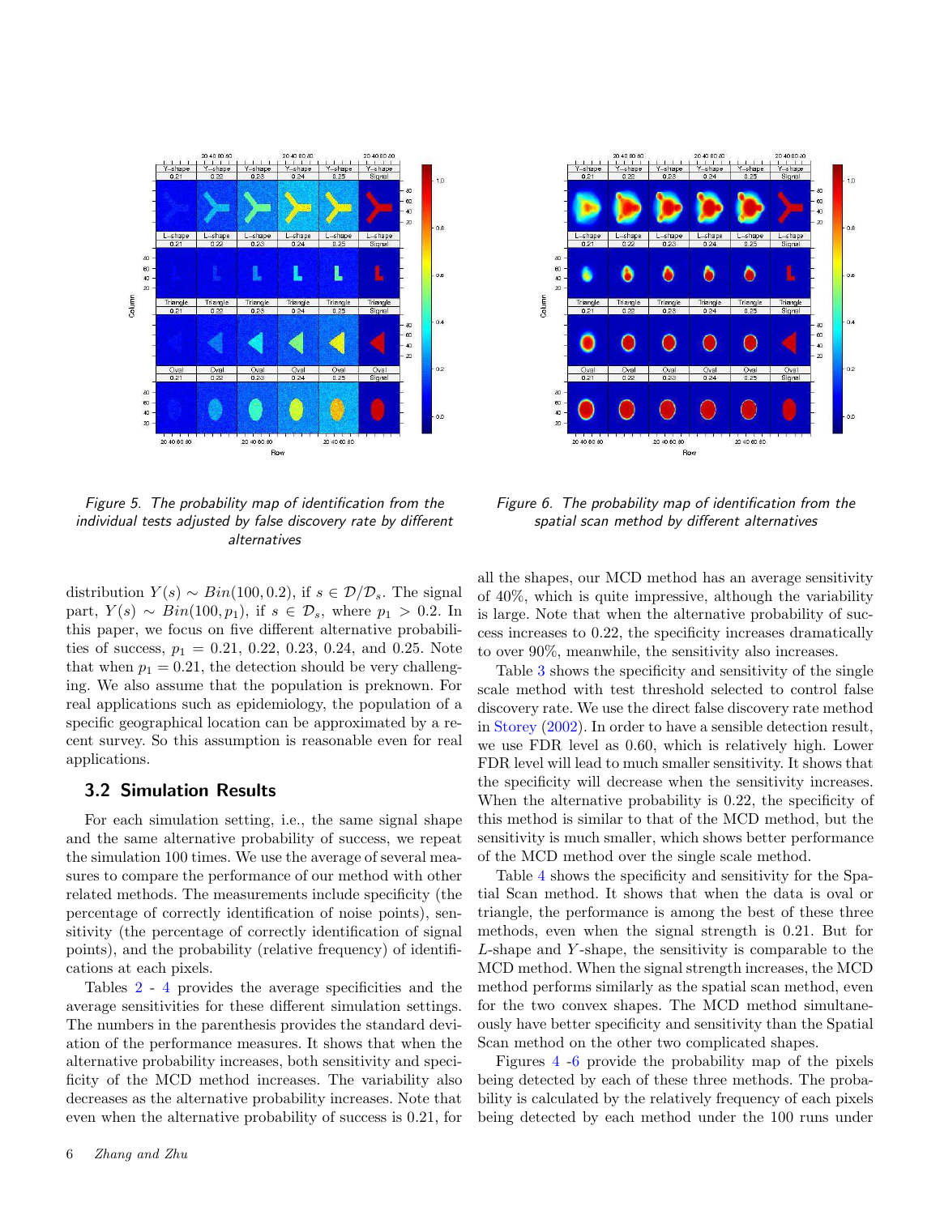Figure 5. The probability map of identification from the individual tests adjusted by false discovery rate by different alternatives

Figure 6. The probability map of identification from the spatial scan method by different alternatives

distribution $Y(s) \sim Bin(100, 0.2)$, if $s \in \mathcal{D}/\mathcal{D}_s$. The signal part, $Y(s) \sim Bin(100, p_1)$, if $s \in \mathcal{D}_s$, where $p_1 > 0.2$. In this paper, we focus on five different alternative probabilities of success, $p_1 = 0.21, 0.22, 0.23, 0.24$, and $0.25$. Note that when $p_1 = 0.21$, the detection should be very challenging. We also assume that the population is preknown. For real applications such as epidemiology, the population of a specific geographical location can be approximated by a recent survey. So this assumption is reasonable even for real applications.

## 3.2 Simulation Results

For each simulation setting, i.e., the same signal shape and the same alternative probability of success, we repeat the simulation 100 times. We use the average of several measures to compare the performance of our method with other related methods. The measurements include specificity (the percentage of correctly identification of noise points), sensitivity (the percentage of correctly identification of signal points), and the probability (relative frequency) of identifications at each pixels.

Tables 2 - 4 provides the average specificities and the average sensitivities for these different simulation settings. The numbers in the parenthesis provides the standard deviation of the performance measures. It shows that when the alternative probability increases, both sensitivity and specificity of the MCD method increases. The variability also decreases as the alternative probability increases. Note that even when the alternative probability of success is 0.21, for all the shapes, our MCD method has an average sensitivity of 40%, which is quite impressive, although the variability is large. Note that when the alternative probability of success increases to 0.22, the specificity increases dramatically to over 90%, meanwhile, the sensitivity also increases.

Table 3 shows the specificity and sensitivity of the single scale method with test threshold selected to control false discovery rate. We use the direct false discovery rate method in Storey (2002). In order to have a sensible detection result, we use FDR level as 0.60, which is relatively high. Lower FDR level will lead to much smaller sensitivity. It shows that the specificity will decrease when the sensitivity increases. When the alternative probability is 0.22, the specificity of this method is similar to that of the MCD method, but the sensitivity is much smaller, which shows better performance of the MCD method over the single scale method.

Table 4 shows the specificity and sensitivity for the Spatial Scan method. It shows that when the data is oval or triangle, the performance is among the best of these three methods, even when the signal strength is 0.21. But for $L$-shape and $Y$-shape, the sensitivity is comparable to the MCD method. When the signal strength increases, the MCD method performs similarly as the spatial scan method, even for the two convex shapes. The MCD method simultaneously have better specificity and sensitivity than the Spatial Scan method on the other two complicated shapes.

Figures 4 -6 provide the probability map of the pixels being detected by each of these three methods. The probability is calculated by the relatively frequency of each pixels being detected by each method under the 100 runs under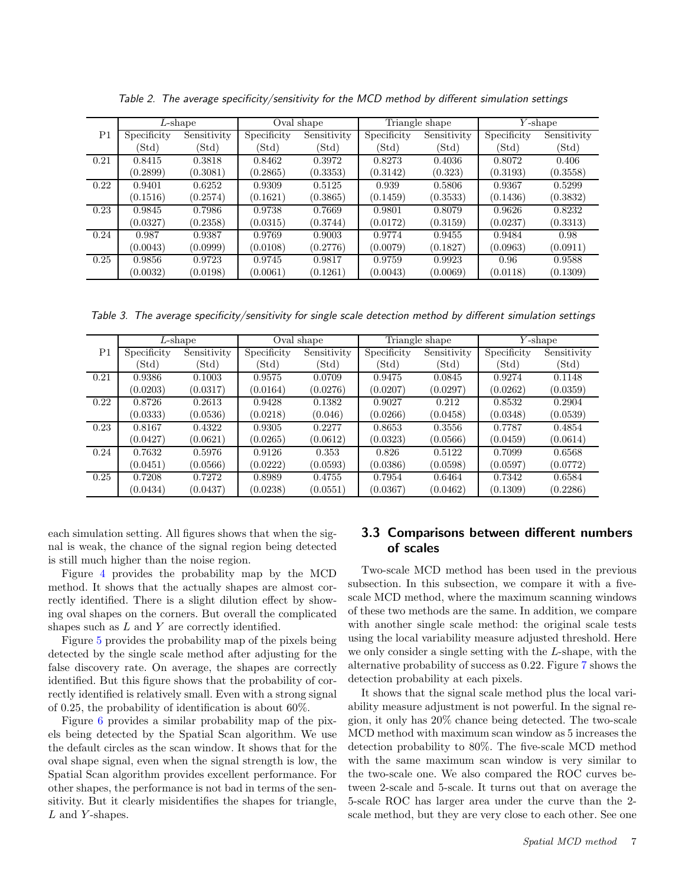*Table 2. The average specificity/sensitivity for the MCD method by different simulation settings*

| P1 | $L$-shape | | Oval shape | | Triangle shape | | $Y$-shape | |
|---|---|---|---|---|---|---|---|---|
| | Specificity (Std) | Sensitivity (Std) | Specificity (Std) | Sensitivity (Std) | Specificity (Std) | Sensitivity (Std) | Specificity (Std) | Sensitivity (Std) |
| 0.21 | 0.8415 (0.2899) | 0.3818 (0.3081) | 0.8462 (0.2865) | 0.3972 (0.3353) | 0.8273 (0.3142) | 0.4036 (0.323) | 0.8072 (0.3193) | 0.406 (0.3558) |
| 0.22 | 0.9401 (0.1516) | 0.6252 (0.2574) | 0.9309 (0.1621) | 0.5125 (0.3865) | 0.939 (0.1459) | 0.5806 (0.3533) | 0.9367 (0.1436) | 0.5299 (0.3832) |
| 0.23 | 0.9845 (0.0327) | 0.7986 (0.2358) | 0.9738 (0.0315) | 0.7669 (0.3744) | 0.9801 (0.0172) | 0.8079 (0.3159) | 0.9626 (0.0237) | 0.8232 (0.3313) |
| 0.24 | 0.987 (0.0043) | 0.9387 (0.0999) | 0.9769 (0.0108) | 0.9003 (0.2776) | 0.9774 (0.0079) | 0.9455 (0.1827) | 0.9484 (0.0963) | 0.98 (0.0911) |
| 0.25 | 0.9856 (0.0032) | 0.9723 (0.0198) | 0.9745 (0.0061) | 0.9817 (0.1261) | 0.9759 (0.0043) | 0.9923 (0.0069) | 0.96 (0.0118) | 0.9588 (0.1309) |

*Table 3. The average specificity/sensitivity for single scale detection method by different simulation settings*

| P1 | $L$-shape | | Oval shape | | Triangle shape | | $Y$-shape | |
|---|---|---|---|---|---|---|---|---|
| | Specificity (Std) | Sensitivity (Std) | Specificity (Std) | Sensitivity (Std) | Specificity (Std) | Sensitivity (Std) | Specificity (Std) | Sensitivity (Std) |
| 0.21 | 0.9386 (0.0203) | 0.1003 (0.0317) | 0.9575 (0.0164) | 0.0709 (0.0276) | 0.9475 (0.0207) | 0.0845 (0.0297) | 0.9274 (0.0262) | 0.1148 (0.0359) |
| 0.22 | 0.8726 (0.0333) | 0.2613 (0.0536) | 0.9428 (0.0218) | 0.1382 (0.046) | 0.9027 (0.0266) | 0.212 (0.0458) | 0.8532 (0.0348) | 0.2904 (0.0539) |
| 0.23 | 0.8167 (0.0427) | 0.4322 (0.0621) | 0.9305 (0.0265) | 0.2277 (0.0612) | 0.8653 (0.0323) | 0.3556 (0.0566) | 0.7787 (0.0459) | 0.4854 (0.0614) |
| 0.24 | 0.7632 (0.0451) | 0.5976 (0.0566) | 0.9126 (0.0222) | 0.353 (0.0593) | 0.826 (0.0386) | 0.5122 (0.0598) | 0.7099 (0.0597) | 0.6568 (0.0772) |
| 0.25 | 0.7208 (0.0434) | 0.7272 (0.0437) | 0.8989 (0.0238) | 0.4755 (0.0551) | 0.7954 (0.0367) | 0.6464 (0.0462) | 0.7342 (0.1309) | 0.6584 (0.2286) |

each simulation setting. All figures shows that when the signal is weak, the chance of the signal region being detected is still much higher than the noise region.

Figure 4 provides the probability map by the MCD method. It shows that the actually shapes are almost correctly identified. There is a slight dilution effect by showing oval shapes on the corners. But overall the complicated shapes such as $L$ and $Y$ are correctly identified.

Figure 5 provides the probability map of the pixels being detected by the single scale method after adjusting for the false discovery rate. On average, the shapes are correctly identified. But this figure shows that the probability of correctly identified is relatively small. Even with a strong signal of 0.25, the probability of identification is about 60%.

Figure 6 provides a similar probability map of the pixels being detected by the Spatial Scan algorithm. We use the default circles as the scan window. It shows that for the oval shape signal, even when the signal strength is low, the Spatial Scan algorithm provides excellent performance. For other shapes, the performance is not bad in terms of the sensitivity. But it clearly misidentifies the shapes for triangle, $L$ and $Y$-shapes.

## 3.3 Comparisons between different numbers of scales

Two-scale MCD method has been used in the previous subsection. In this subsection, we compare it with a five-scale MCD method, where the maximum scanning windows of these two methods are the same. In addition, we compare with another single scale method: the original scale tests using the local variability measure adjusted threshold. Here we only consider a single setting with the $L$-shape, with the alternative probability of success as 0.22. Figure 7 shows the detection probability at each pixels.

It shows that the signal scale method plus the local variability measure adjustment is not powerful. In the signal region, it only has 20% chance being detected. The two-scale MCD method with maximum scan window as 5 increases the detection probability to 80%. The five-scale MCD method with the same maximum scan window is very similar to the two-scale one. We also compared the ROC curves between 2-scale and 5-scale. It turns out that on average the 5-scale ROC has larger area under the curve than the 2-scale method, but they are very close to each other. See one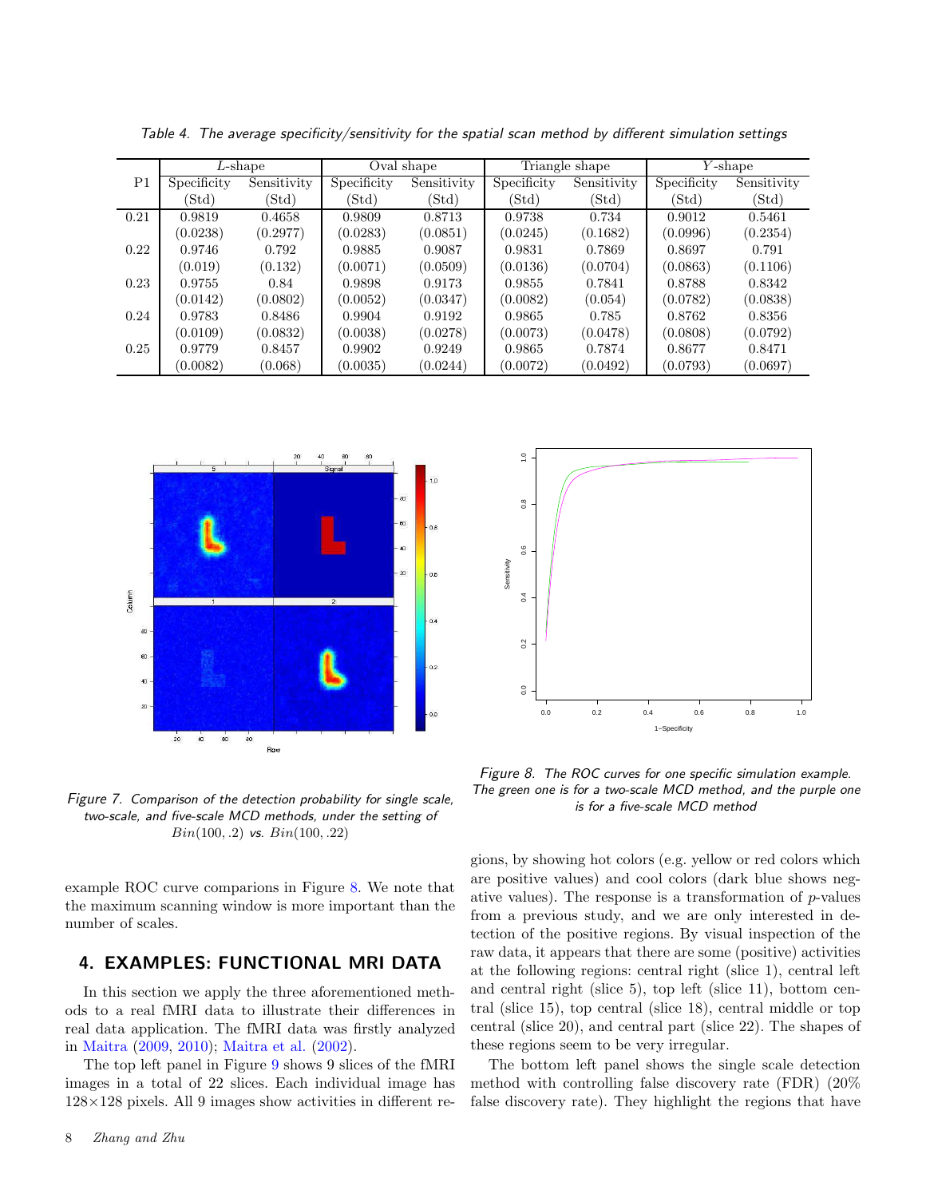*Table 4. The average specificity/sensitivity for the spatial scan method by different simulation settings*

| P1 | $L$-shape | | Oval shape | | Triangle shape | | $Y$-shape | |
|---|---|---|---|---|---|---|---|---|
| | Specificity (Std) | Sensitivity (Std) | Specificity (Std) | Sensitivity (Std) | Specificity (Std) | Sensitivity (Std) | Specificity (Std) | Sensitivity (Std) |
| 0.21 | 0.9819 | 0.4658 | 0.9809 | 0.8713 | 0.9738 | 0.734 | 0.9012 | 0.5461 |
| | (0.0238) | (0.2977) | (0.0283) | (0.0851) | (0.0245) | (0.1682) | (0.0996) | (0.2354) |
| 0.22 | 0.9746 | 0.792 | 0.9885 | 0.9087 | 0.9831 | 0.7869 | 0.8697 | 0.791 |
| | (0.019) | (0.132) | (0.0071) | (0.0509) | (0.0136) | (0.0704) | (0.0863) | (0.1106) |
| 0.23 | 0.9755 | 0.84 | 0.9898 | 0.9173 | 0.9855 | 0.7841 | 0.8788 | 0.8342 |
| | (0.0142) | (0.0802) | (0.0052) | (0.0347) | (0.0082) | (0.054) | (0.0782) | (0.0838) |
| 0.24 | 0.9783 | 0.8486 | 0.9904 | 0.9192 | 0.9865 | 0.785 | 0.8762 | 0.8356 |
| | (0.0109) | (0.0832) | (0.0038) | (0.0278) | (0.0073) | (0.0478) | (0.0808) | (0.0792) |
| 0.25 | 0.9779 | 0.8457 | 0.9902 | 0.9249 | 0.9865 | 0.7874 | 0.8677 | 0.8471 |
| | (0.0082) | (0.068) | (0.0035) | (0.0244) | (0.0072) | (0.0492) | (0.0793) | (0.0697) |

*Figure 7. Comparison of the detection probability for single scale, two-scale, and five-scale MCD methods, under the setting of $Bin(100, .2)$ vs. $Bin(100, .22)$*

*Figure 8. The ROC curves for one specific simulation example. The green one is for a two-scale MCD method, and the purple one is for a five-scale MCD method*

example ROC curve comparions in Figure 8. We note that the maximum scanning window is more important than the number of scales.

## 4. EXAMPLES: FUNCTIONAL MRI DATA

In this section we apply the three aforementioned methods to a real fMRI data to illustrate their differences in real data application. The fMRI data was firstly analyzed in Maitra (2009, 2010); Maitra et al. (2002).

The top left panel in Figure 9 shows 9 slices of the fMRI images in a total of 22 slices. Each individual image has 128×128 pixels. All 9 images show activities in different regions, by showing hot colors (e.g. yellow or red colors which are positive values) and cool colors (dark blue shows negative values). The response is a transformation of $p$-values from a previous study, and we are only interested in detection of the positive regions. By visual inspection of the raw data, it appears that there are some (positive) activities at the following regions: central right (slice 1), central left and central right (slice 5), top left (slice 11), bottom central (slice 15), top central (slice 18), central middle or top central (slice 20), and central part (slice 22). The shapes of these regions seem to be very irregular.

The bottom left panel shows the single scale detection method with controlling false discovery rate (FDR) (20% false discovery rate). They highlight the regions that have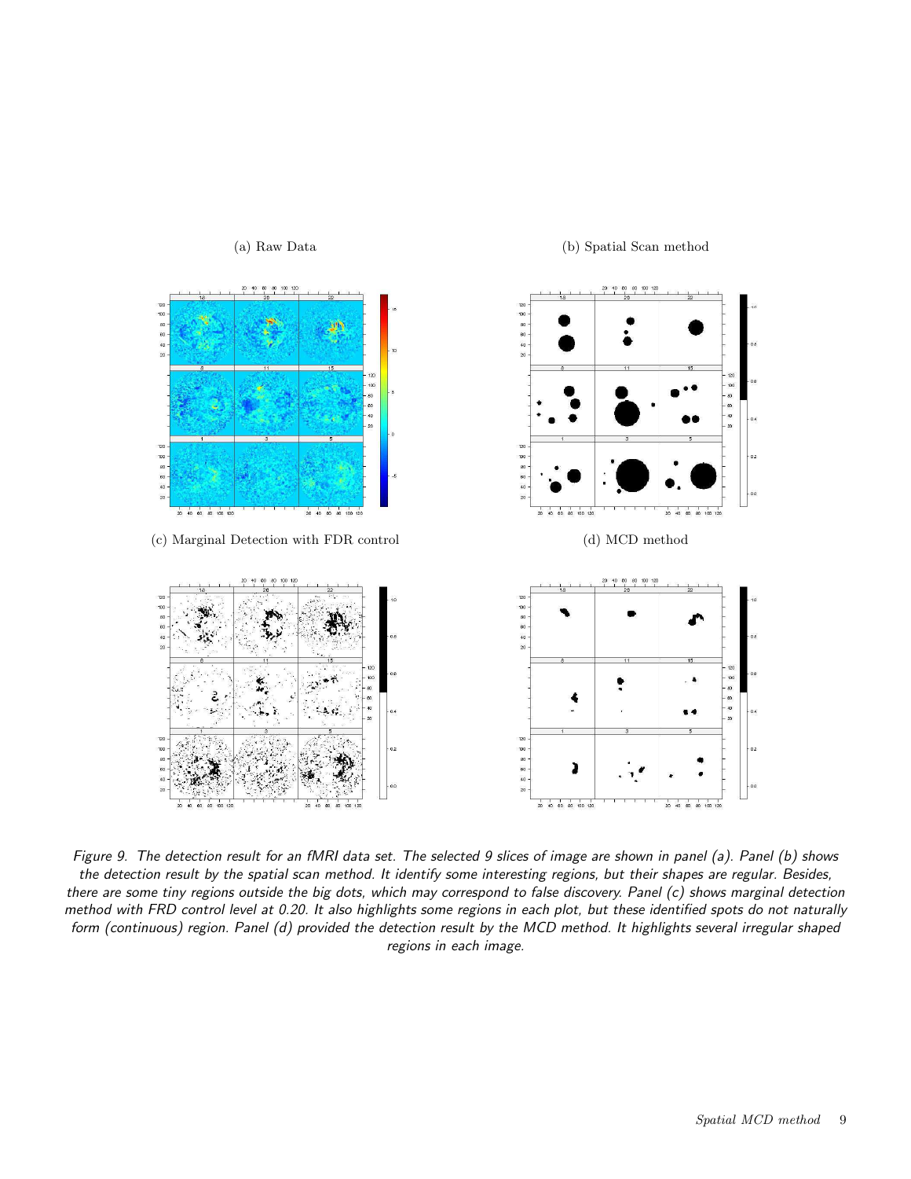(a) Raw Data

(b) Spatial Scan method

(c) Marginal Detection with FDR control

(d) MCD method

*Figure 9. The detection result for an fMRI data set. The selected 9 slices of image are shown in panel (a). Panel (b) shows the detection result by the spatial scan method. It identify some interesting regions, but their shapes are regular. Besides, there are some tiny regions outside the big dots, which may correspond to false discovery. Panel (c) shows marginal detection method with FRD control level at 0.20. It also highlights some regions in each plot, but these identified spots do not naturally form (continuous) region. Panel (d) provided the detection result by the MCD method. It highlights several irregular shaped regions in each image.*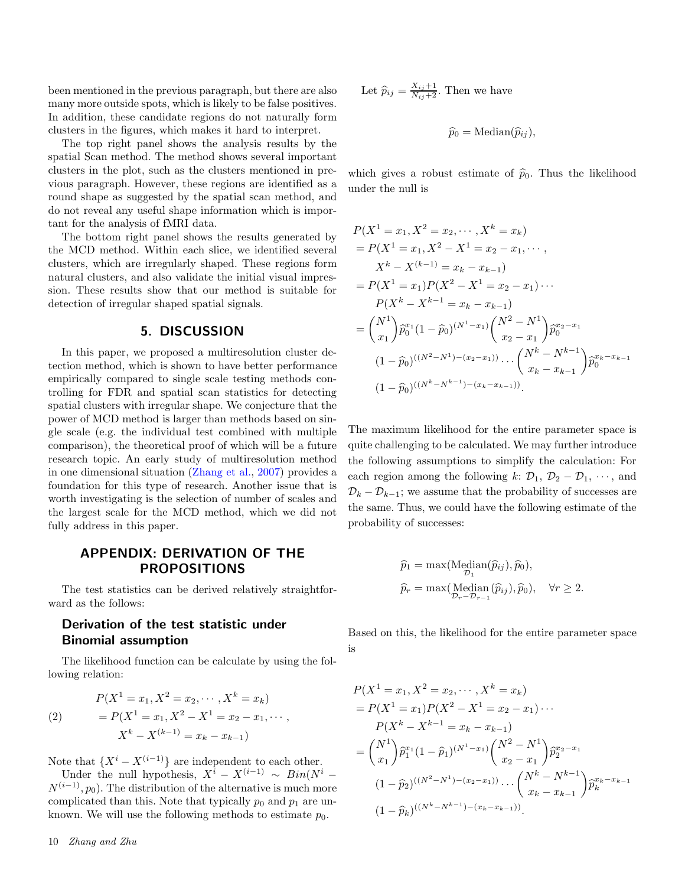been mentioned in the previous paragraph, but there are also many more outside spots, which is likely to be false positives. In addition, these candidate regions do not naturally form clusters in the figures, which makes it hard to interpret.

The top right panel shows the analysis results by the spatial Scan method. The method shows several important clusters in the plot, such as the clusters mentioned in previous paragraph. However, these regions are identified as a round shape as suggested by the spatial scan method, and do not reveal any useful shape information which is important for the analysis of fMRI data.

The bottom right panel shows the results generated by the MCD method. Within each slice, we identified several clusters, which are irregularly shaped. These regions form natural clusters, and also validate the initial visual impression. These results show that our method is suitable for detection of irregular shaped spatial signals.

## 5. DISCUSSION

In this paper, we proposed a multiresolution cluster detection method, which is shown to have better performance empirically compared to single scale testing methods controlling for FDR and spatial scan statistics for detecting spatial clusters with irregular shape. We conjecture that the power of MCD method is larger than methods based on single scale (e.g. the individual test combined with multiple comparison), the theoretical proof of which will be a future research topic. An early study of multiresolution method in one dimensional situation (Zhang et al., 2007) provides a foundation for this type of research. Another issue that is worth investigating is the selection of number of scales and the largest scale for the MCD method, which we did not fully address in this paper.

## APPENDIX: DERIVATION OF THE PROPOSITIONS

The test statistics can be derived relatively straightforward as the follows:

### Derivation of the test statistic under Binomial assumption

The likelihood function can be calculate by using the following relation:

$$
\begin{aligned}
&P(X^1 = x_1, X^2 = x_2, \cdots, X^k = x_k) \\
&= P(X^1 = x_1, X^2 - X^1 = x_2 - x_1, \cdots, \\
&\qquad X^k - X^{(k-1)} = x_k - x_{k-1})
\end{aligned} \tag{2}
$$

Note that $\{X^i - X^{(i-1)}\}$ are independent to each other.

Under the null hypothesis, $X^i - X^{(i-1)} \sim Bin(N^i - N^{(i-1)}, p_0)$. The distribution of the alternative is much more complicated than this. Note that typically $p_0$ and $p_1$ are unknown. We will use the following methods to estimate $p_0$.

Let $\widehat{p}_{ij} = \frac{X_{ij}+1}{N_{ij}+2}$. Then we have

$$
\widehat{p}_0 = \text{Median}(\widehat{p}_{ij}),
$$

which gives a robust estimate of $\widehat{p}_0$. Thus the likelihood under the null is

$$
\begin{aligned}
&P(X^1 = x_1, X^2 = x_2, \cdots, X^k = x_k) \\
&= P(X^1 = x_1, X^2 - X^1 = x_2 - x_1, \cdots, \\
&\qquad X^k - X^{(k-1)} = x_k - x_{k-1}) \\
&= P(X^1 = x_1) P(X^2 - X^1 = x_2 - x_1) \cdots \\
&\qquad P(X^k - X^{k-1} = x_k - x_{k-1}) \\
&= \binom{N^1}{x_1} \widehat{p}_0^{x_1} (1 - \widehat{p}_0)^{(N^1 - x_1)} \binom{N^2 - N^1}{x_2 - x_1} \widehat{p}_0^{x_2 - x_1} \\
&\qquad (1 - \widehat{p}_0)^{((N^2 - N^1) - (x_2 - x_1))} \cdots \binom{N^k - N^{k-1}}{x_k - x_{k-1}} \widehat{p}_0^{x_k - x_{k-1}} \\
&\qquad (1 - \widehat{p}_0)^{((N^k - N^{k-1}) - (x_k - x_{k-1}))}.
\end{aligned}
$$

The maximum likelihood for the entire parameter space is quite challenging to be calculated. We may further introduce the following assumptions to simplify the calculation: For each region among the following $k$: $\mathcal{D}_1$, $\mathcal{D}_2 - \mathcal{D}_1$, $\cdots$, and $\mathcal{D}_k - \mathcal{D}_{k-1}$; we assume that the probability of successes are the same. Thus, we could have the following estimate of the probability of successes:

$$
\begin{aligned}
\widehat{p}_1 &= \max(\underset{\mathcal{D}_1}{\text{Median}}(\widehat{p}_{ij}), \widehat{p}_0), \\
\widehat{p}_r &= \max(\underset{\mathcal{D}_r - \mathcal{D}_{r-1}}{\text{Median}}(\widehat{p}_{ij}), \widehat{p}_0), \quad \forall r \geq 2.
\end{aligned}
$$

Based on this, the likelihood for the entire parameter space is

$$
\begin{aligned}
&P(X^1 = x_1, X^2 = x_2, \cdots, X^k = x_k) \\
&= P(X^1 = x_1) P(X^2 - X^1 = x_2 - x_1) \cdots \\
&\qquad P(X^k - X^{k-1} = x_k - x_{k-1}) \\
&= \binom{N^1}{x_1} \widehat{p}_1^{x_1} (1 - \widehat{p}_1)^{(N^1 - x_1)} \binom{N^2 - N^1}{x_2 - x_1} \widehat{p}_2^{x_2 - x_1} \\
&\qquad (1 - \widehat{p}_2)^{((N^2 - N^1) - (x_2 - x_1))} \cdots \binom{N^k - N^{k-1}}{x_k - x_{k-1}} \widehat{p}_k^{x_k - x_{k-1}} \\
&\qquad (1 - \widehat{p}_k)^{((N^k - N^{k-1}) - (x_k - x_{k-1}))}.
\end{aligned}
$$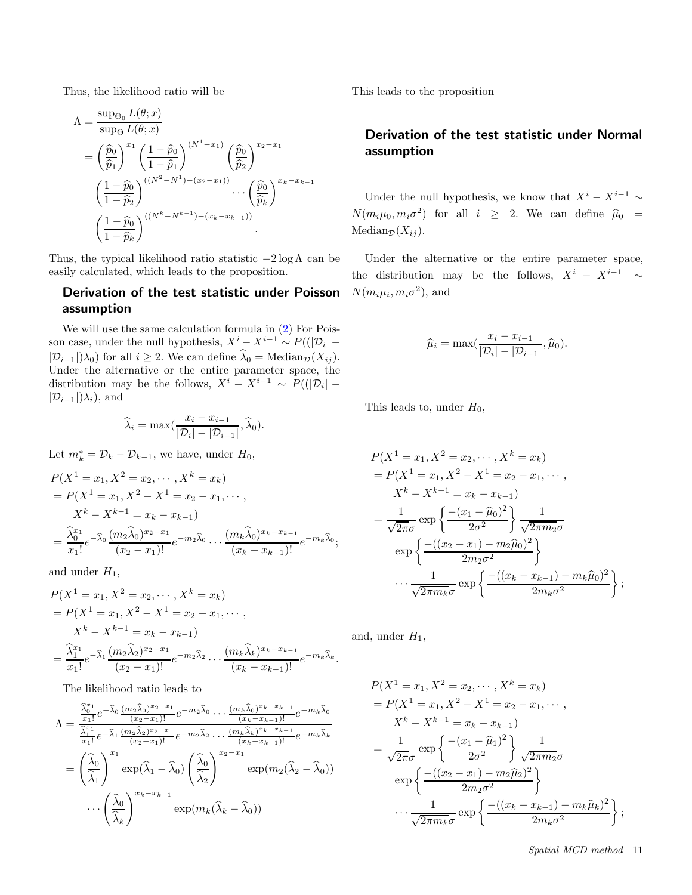Thus, the likelihood ratio will be

$$
\begin{aligned}
\Lambda &= \frac{\sup_{\Theta_0} L(\theta; x)}{\sup_{\Theta} L(\theta; x)} \\
&= \left(\frac{\widehat{p}_0}{\widehat{p}_1}\right)^{x_1} \left(\frac{1-\widehat{p}_0}{1-\widehat{p}_1}\right)^{(N^1 - x_1)} \left(\frac{\widehat{p}_0}{\widehat{p}_2}\right)^{x_2 - x_1} \\
&\quad \left(\frac{1-\widehat{p}_0}{1-\widehat{p}_2}\right)^{((N^2-N^1)-(x_2-x_1))} \cdots \left(\frac{\widehat{p}_0}{\widehat{p}_k}\right)^{x_k - x_{k-1}} \\
&\quad \left(\frac{1-\widehat{p}_0}{1-\widehat{p}_k}\right)^{((N^k-N^{k-1})-(x_k-x_{k-1}))}.
\end{aligned}
$$

Thus, the typical likelihood ratio statistic $-2\log\Lambda$ can be easily calculated, which leads to the proposition.

## Derivation of the test statistic under Poisson assumption

We will use the same calculation formula in (2) For Poisson case, under the null hypothesis, $X^i - X^{i-1} \sim P((|\mathcal{D}_i| - |\mathcal{D}_{i-1}|)\lambda_0)$ for all $i \geq 2$. We can define $\widehat{\lambda}_0 = \text{Median}_{\mathcal{D}}(X_{ij})$. Under the alternative or the entire parameter space, the distribution may be the follows, $X^i - X^{i-1} \sim P((|\mathcal{D}_i| - |\mathcal{D}_{i-1}|)\lambda_i)$, and

$$
\widehat{\lambda}_i = \max\left(\frac{x_i - x_{i-1}}{|\mathcal{D}_i| - |\mathcal{D}_{i-1}|}, \widehat{\lambda}_0\right).
$$

Let $m_k^* = \mathcal{D}_k - \mathcal{D}_{k-1}$, we have, under $H_0$,

$$
\begin{aligned}
& P(X^1 = x_1, X^2 = x_2, \cdots, X^k = x_k) \\
&= P(X^1 = x_1, X^2 - X^1 = x_2 - x_1, \cdots, \\
&\qquad X^k - X^{k-1} = x_k - x_{k-1}) \\
&= \frac{\widehat{\lambda}_0^{x_1}}{x_1!} e^{-\widehat{\lambda}_0} \frac{(m_2\widehat{\lambda}_0)^{x_2 - x_1}}{(x_2 - x_1)!} e^{-m_2\widehat{\lambda}_0} \cdots \frac{(m_k\widehat{\lambda}_0)^{x_k - x_{k-1}}}{(x_k - x_{k-1})!} e^{-m_k\widehat{\lambda}_0};
\end{aligned}
$$

and under $H_1$,

$$
\begin{aligned}
& P(X^1 = x_1, X^2 = x_2, \cdots, X^k = x_k) \\
&= P(X^1 = x_1, X^2 - X^1 = x_2 - x_1, \cdots, \\
&\qquad X^k - X^{k-1} = x_k - x_{k-1}) \\
&= \frac{\widehat{\lambda}_1^{x_1}}{x_1!} e^{-\widehat{\lambda}_1} \frac{(m_2\widehat{\lambda}_2)^{x_2 - x_1}}{(x_2 - x_1)!} e^{-m_2\widehat{\lambda}_2} \cdots \frac{(m_k\widehat{\lambda}_k)^{x_k - x_{k-1}}}{(x_k - x_{k-1})!} e^{-m_k\widehat{\lambda}_k}.
\end{aligned}
$$

The likelihood ratio leads to

$$
\begin{aligned}
\Lambda &= \frac{\frac{\widehat{\lambda}_0^{x_1}}{x_1!} e^{-\widehat{\lambda}_0} \frac{(m_2\widehat{\lambda}_0)^{x_2 - x_1}}{(x_2 - x_1)!} e^{-m_2\widehat{\lambda}_0} \cdots \frac{(m_k\widehat{\lambda}_0)^{x_k - x_{k-1}}}{(x_k - x_{k-1})!} e^{-m_k\widehat{\lambda}_0}}{\frac{\widehat{\lambda}_1^{x_1}}{x_1!} e^{-\widehat{\lambda}_1} \frac{(m_2\widehat{\lambda}_2)^{x_2 - x_1}}{(x_2 - x_1)!} e^{-m_2\widehat{\lambda}_2} \cdots \frac{(m_k\widehat{\lambda}_k)^{x_k - x_{k-1}}}{(x_k - x_{k-1})!} e^{-m_k\widehat{\lambda}_k}} \\
&= \left(\frac{\widehat{\lambda}_0}{\widehat{\lambda}_1}\right)^{x_1} \exp(\widehat{\lambda}_1 - \widehat{\lambda}_0) \left(\frac{\widehat{\lambda}_0}{\widehat{\lambda}_2}\right)^{x_2 - x_1} \exp(m_2(\widehat{\lambda}_2 - \widehat{\lambda}_0)) \\
&\quad \cdots \left(\frac{\widehat{\lambda}_0}{\widehat{\lambda}_k}\right)^{x_k - x_{k-1}} \exp(m_k(\widehat{\lambda}_k - \widehat{\lambda}_0))
\end{aligned}
$$

This leads to the proposition

## Derivation of the test statistic under Normal assumption

Under the null hypothesis, we know that $X^i - X^{i-1} \sim N(m_i\mu_0, m_i\sigma^2)$ for all $i \geq 2$. We can define $\widehat{\mu}_0 = \text{Median}_{\mathcal{D}}(X_{ij})$.

Under the alternative or the entire parameter space, the distribution may be the follows, $X^i - X^{i-1} \sim N(m_i\mu_i, m_i\sigma^2)$, and

$$
\widehat{\mu}_i = \max\left(\frac{x_i - x_{i-1}}{|\mathcal{D}_i| - |\mathcal{D}_{i-1}|}, \widehat{\mu}_0\right).
$$

This leads to, under $H_0$,

$$
\begin{aligned}
& P(X^1 = x_1, X^2 = x_2, \cdots, X^k = x_k) \\
&= P(X^1 = x_1, X^2 - X^1 = x_2 - x_1, \cdots, \\
&\qquad X^k - X^{k-1} = x_k - x_{k-1}) \\
&= \frac{1}{\sqrt{2\pi}\sigma} \exp\left\{\frac{-(x_1 - \widehat{\mu}_0)^2}{2\sigma^2}\right\} \frac{1}{\sqrt{2\pi m_2}\sigma} \\
&\qquad \exp\left\{\frac{-((x_2 - x_1) - m_2\widehat{\mu}_0)^2}{2m_2\sigma^2}\right\} \\
&\qquad \cdots \frac{1}{\sqrt{2\pi m_k}\sigma} \exp\left\{\frac{-((x_k - x_{k-1}) - m_k\widehat{\mu}_0)^2}{2m_k\sigma^2}\right\};
\end{aligned}
$$

and, under $H_1$,

$$
\begin{aligned}
& P(X^1 = x_1, X^2 = x_2, \cdots, X^k = x_k) \\
&= P(X^1 = x_1, X^2 - X^1 = x_2 - x_1, \cdots, \\
&\qquad X^k - X^{k-1} = x_k - x_{k-1}) \\
&= \frac{1}{\sqrt{2\pi}\sigma} \exp\left\{\frac{-(x_1 - \widehat{\mu}_1)^2}{2\sigma^2}\right\} \frac{1}{\sqrt{2\pi m_2}\sigma} \\
&\qquad \exp\left\{\frac{-((x_2 - x_1) - m_2\widehat{\mu}_2)^2}{2m_2\sigma^2}\right\} \\
&\qquad \cdots \frac{1}{\sqrt{2\pi m_k}\sigma} \exp\left\{\frac{-((x_k - x_{k-1}) - m_k\widehat{\mu}_k)^2}{2m_k\sigma^2}\right\};
\end{aligned}
$$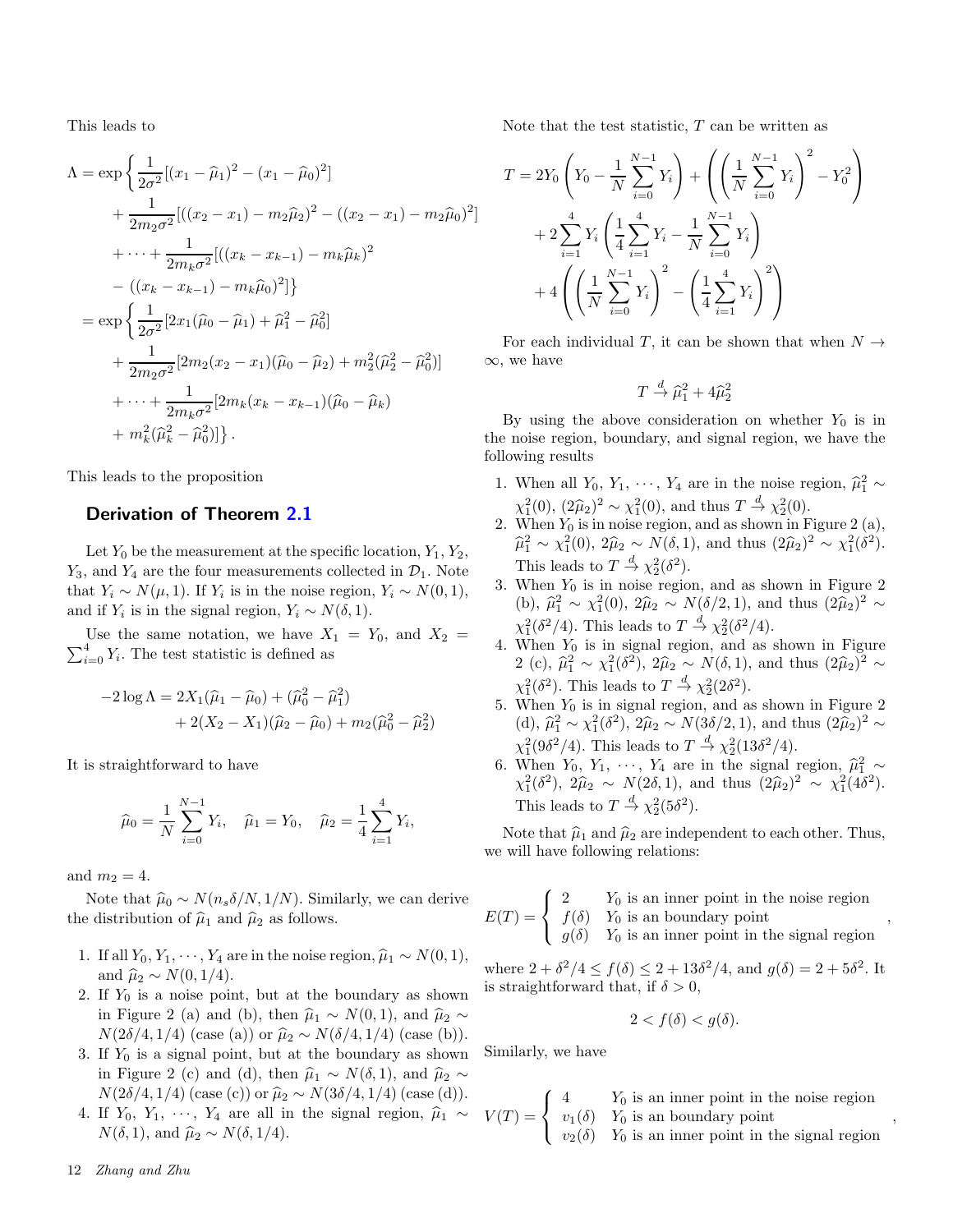This leads to

$$
\begin{aligned}
\Lambda = \exp\Big\{ & \frac{1}{2\sigma^2}[(x_1-\widehat{\mu}_1)^2-(x_1-\widehat{\mu}_0)^2] \\
& + \frac{1}{2m_2\sigma^2}[((x_2-x_1)-m_2\widehat{\mu}_2)^2-((x_2-x_1)-m_2\widehat{\mu}_0)^2] \\
& + \cdots + \frac{1}{2m_k\sigma^2}[((x_k-x_{k-1})-m_k\widehat{\mu}_k)^2 \\
& - ((x_k-x_{k-1})-m_k\widehat{\mu}_0)^2]\Big\} \\
= \exp\Big\{ & \frac{1}{2\sigma^2}[2x_1(\widehat{\mu}_0-\widehat{\mu}_1)+\widehat{\mu}_1^2-\widehat{\mu}_0^2] \\
& + \frac{1}{2m_2\sigma^2}[2m_2(x_2-x_1)(\widehat{\mu}_0-\widehat{\mu}_2)+m_2^2(\widehat{\mu}_2^2-\widehat{\mu}_0^2)] \\
& + \cdots + \frac{1}{2m_k\sigma^2}[2m_k(x_k-x_{k-1})(\widehat{\mu}_0-\widehat{\mu}_k) \\
& + m_k^2(\widehat{\mu}_k^2-\widehat{\mu}_0^2)]\Big\}.
\end{aligned}
$$

This leads to the proposition

## Derivation of Theorem 2.1

Let $Y_0$ be the measurement at the specific location, $Y_1$, $Y_2$, $Y_3$, and $Y_4$ are the four measurements collected in $\mathcal{D}_1$. Note that $Y_i \sim N(\mu, 1)$. If $Y_i$ is in the noise region, $Y_i \sim N(0,1)$, and if $Y_i$ is in the signal region, $Y_i \sim N(\delta, 1)$.

Use the same notation, we have $X_1 = Y_0$, and $X_2 = \sum_{i=0}^4 Y_i$. The test statistic is defined as

$$
\begin{aligned}
-2\log\Lambda = & 2X_1(\widehat{\mu}_1-\widehat{\mu}_0)+(\widehat{\mu}_0^2-\widehat{\mu}_1^2) \\
& + 2(X_2-X_1)(\widehat{\mu}_2-\widehat{\mu}_0)+m_2(\widehat{\mu}_0^2-\widehat{\mu}_2^2)
\end{aligned}
$$

It is straightforward to have

$$
\widehat{\mu}_0 = \frac{1}{N}\sum_{i=0}^{N-1} Y_i, \quad \widehat{\mu}_1 = Y_0, \quad \widehat{\mu}_2 = \frac{1}{4}\sum_{i=1}^{4} Y_i,
$$

and $m_2 = 4$.

Note that $\widehat{\mu}_0 \sim N(n_s\delta/N, 1/N)$. Similarly, we can derive the distribution of $\widehat{\mu}_1$ and $\widehat{\mu}_2$ as follows.

1. If all $Y_0, Y_1, \cdots, Y_4$ are in the noise region, $\widehat{\mu}_1 \sim N(0,1)$, and $\widehat{\mu}_2 \sim N(0, 1/4)$.
2. If $Y_0$ is a noise point, but at the boundary as shown in Figure 2 (a) and (b), then $\widehat{\mu}_1 \sim N(0,1)$, and $\widehat{\mu}_2 \sim N(2\delta/4, 1/4)$ (case (a)) or $\widehat{\mu}_2 \sim N(\delta/4, 1/4)$ (case (b)).
3. If $Y_0$ is a signal point, but at the boundary as shown in Figure 2 (c) and (d), then $\widehat{\mu}_1 \sim N(\delta, 1)$, and $\widehat{\mu}_2 \sim N(2\delta/4, 1/4)$ (case (c)) or $\widehat{\mu}_2 \sim N(3\delta/4, 1/4)$ (case (d)).
4. If $Y_0$, $Y_1$, $\cdots$, $Y_4$ are all in the signal region, $\widehat{\mu}_1 \sim N(\delta, 1)$, and $\widehat{\mu}_2 \sim N(\delta, 1/4)$.

Note that the test statistic, $T$ can be written as

$$
\begin{aligned}
T = & 2Y_0\left(Y_0 - \frac{1}{N}\sum_{i=0}^{N-1}Y_i\right) + \left(\left(\frac{1}{N}\sum_{i=0}^{N-1}Y_i\right)^2 - Y_0^2\right) \\
& + 2\sum_{i=1}^{4}Y_i\left(\frac{1}{4}\sum_{i=1}^{4}Y_i - \frac{1}{N}\sum_{i=0}^{N-1}Y_i\right) \\
& + 4\left(\left(\frac{1}{N}\sum_{i=0}^{N-1}Y_i\right)^2 - \left(\frac{1}{4}\sum_{i=1}^{4}Y_i\right)^2\right)
\end{aligned}
$$

For each individual $T$, it can be shown that when $N \to \infty$, we have

$$
T \xrightarrow{d} \widehat{\mu}_1^2 + 4\widehat{\mu}_2^2
$$

By using the above consideration on whether $Y_0$ is in the noise region, boundary, and signal region, we have the following results

1. When all $Y_0$, $Y_1$, $\cdots$, $Y_4$ are in the noise region, $\widehat{\mu}_1^2 \sim \chi_1^2(0)$, $(2\widehat{\mu}_2)^2 \sim \chi_1^2(0)$, and thus $T \xrightarrow{d} \chi_2^2(0)$.
2. When $Y_0$ is in noise region, and as shown in Figure 2 (a), $\widehat{\mu}_1^2 \sim \chi_1^2(0)$, $2\widehat{\mu}_2 \sim N(\delta, 1)$, and thus $(2\widehat{\mu}_2)^2 \sim \chi_1^2(\delta^2)$. This leads to $T \xrightarrow{d} \chi_2^2(\delta^2)$.
3. When $Y_0$ is in noise region, and as shown in Figure 2 (b), $\widehat{\mu}_1^2 \sim \chi_1^2(0)$, $2\widehat{\mu}_2 \sim N(\delta/2, 1)$, and thus $(2\widehat{\mu}_2)^2 \sim \chi_1^2(\delta^2/4)$. This leads to $T \xrightarrow{d} \chi_2^2(\delta^2/4)$.
4. When $Y_0$ is in signal region, and as shown in Figure 2 (c), $\widehat{\mu}_1^2 \sim \chi_1^2(\delta^2)$, $2\widehat{\mu}_2 \sim N(\delta, 1)$, and thus $(2\widehat{\mu}_2)^2 \sim \chi_1^2(\delta^2)$. This leads to $T \xrightarrow{d} \chi_2^2(2\delta^2)$.
5. When $Y_0$ is in signal region, and as shown in Figure 2 (d), $\widehat{\mu}_1^2 \sim \chi_1^2(\delta^2)$, $2\widehat{\mu}_2 \sim N(3\delta/2, 1)$, and thus $(2\widehat{\mu}_2)^2 \sim \chi_1^2(9\delta^2/4)$. This leads to $T \xrightarrow{d} \chi_2^2(13\delta^2/4)$.
6. When $Y_0$, $Y_1$, $\cdots$, $Y_4$ are in the signal region, $\widehat{\mu}_1^2 \sim \chi_1^2(\delta^2)$, $2\widehat{\mu}_2 \sim N(2\delta, 1)$, and thus $(2\widehat{\mu}_2)^2 \sim \chi_1^2(4\delta^2)$. This leads to $T \xrightarrow{d} \chi_2^2(5\delta^2)$.

Note that $\widehat{\mu}_1$ and $\widehat{\mu}_2$ are independent to each other. Thus, we will have following relations:

$$
E(T) = \begin{cases} 2 & Y_0 \text{ is an inner point in the noise region} \\ f(\delta) & Y_0 \text{ is an boundary point} \\ g(\delta) & Y_0 \text{ is an inner point in the signal region} \end{cases},
$$

where $2 + \delta^2/4 \le f(\delta) \le 2 + 13\delta^2/4$, and $g(\delta) = 2 + 5\delta^2$. It is straightforward that, if $\delta > 0$,

$$
2 < f(\delta) < g(\delta).
$$

Similarly, we have

$$
V(T) = \begin{cases} 4 & Y_0 \text{ is an inner point in the noise region} \\ v_1(\delta) & Y_0 \text{ is an boundary point} \\ v_2(\delta) & Y_0 \text{ is an inner point in the signal region} \end{cases},
$$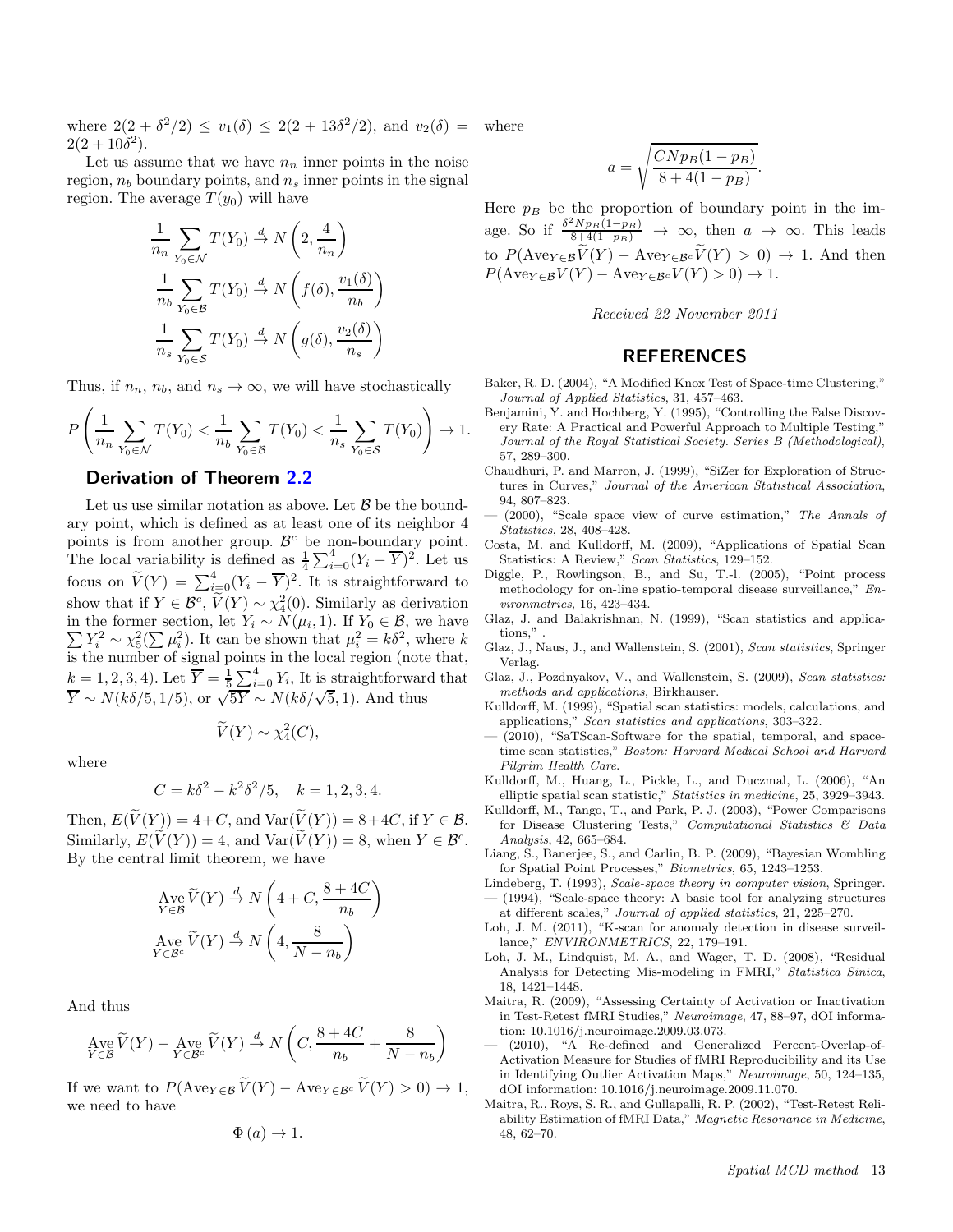where $2(2+\delta^2/2) \leq v_1(\delta) \leq 2(2+13\delta^2/2)$, and $v_2(\delta) = 2(2+10\delta^2)$.

Let us assume that we have $n_n$ inner points in the noise region, $n_b$ boundary points, and $n_s$ inner points in the signal region. The average $T(y_0)$ will have

$$\frac{1}{n_n}\sum_{Y_0\in\mathcal{N}} T(Y_0) \xrightarrow{d} N\left(2, \frac{4}{n_n}\right)$$

$$\frac{1}{n_b}\sum_{Y_0\in\mathcal{B}} T(Y_0) \xrightarrow{d} N\left(f(\delta), \frac{v_1(\delta)}{n_b}\right)$$

$$\frac{1}{n_s}\sum_{Y_0\in\mathcal{S}} T(Y_0) \xrightarrow{d} N\left(g(\delta), \frac{v_2(\delta)}{n_s}\right)$$

Thus, if $n_n$, $n_b$, and $n_s \to \infty$, we will have stochastically

$$P\left(\frac{1}{n_n}\sum_{Y_0\in\mathcal{N}} T(Y_0) < \frac{1}{n_b}\sum_{Y_0\in\mathcal{B}} T(Y_0) < \frac{1}{n_s}\sum_{Y_0\in\mathcal{S}} T(Y_0)\right) \to 1.$$

## Derivation of Theorem 2.2

Let us use similar notation as above. Let $\mathcal{B}$ be the boundary point, which is defined as at least one of its neighbor 4 points is from another group. $\mathcal{B}^c$ be non-boundary point. The local variability is defined as $\frac{1}{4}\sum_{i=0}^{4}(Y_i - \overline{Y})^2$. Let us focus on $\widetilde{V}(Y) = \sum_{i=0}^{4}(Y_i - \overline{Y})^2$. It is straightforward to show that if $Y \in \mathcal{B}^c$, $\widetilde{V}(Y) \sim \chi_4^2(0)$. Similarly as derivation in the former section, let $Y_i \sim N(\mu_i, 1)$. If $Y_0 \in \mathcal{B}$, we have $\sum Y_i^2 \sim \chi_5^2(\sum \mu_i^2)$. It can be shown that $\mu_i^2 = k\delta^2$, where $k$ is the number of signal points in the local region (note that, $k = 1, 2, 3, 4$). Let $\overline{Y} = \frac{1}{5}\sum_{i=0}^{4} Y_i$, It is straightforward that $\overline{Y} \sim N(k\delta/5, 1/5)$, or $\sqrt{5}\overline{Y} \sim N(k\delta/\sqrt{5}, 1)$. And thus

$$\widetilde{V}(Y) \sim \chi_4^2(C),$$

where

$$C = k\delta^2 - k^2\delta^2/5, \quad k = 1, 2, 3, 4.$$

Then, $E(\widetilde{V}(Y)) = 4 + C$, and $\mathrm{Var}(\widetilde{V}(Y)) = 8 + 4C$, if $Y \in \mathcal{B}$. Similarly, $E(\widetilde{V}(Y)) = 4$, and $\mathrm{Var}(\widetilde{V}(Y)) = 8$, when $Y \in \mathcal{B}^c$. By the central limit theorem, we have

$$\operatorname*{Ave}_{Y\in\mathcal{B}} \widetilde{V}(Y) \xrightarrow{d} N\left(4 + C, \frac{8 + 4C}{n_b}\right)$$

$$\operatorname*{Ave}_{Y\in\mathcal{B}^c} \widetilde{V}(Y) \xrightarrow{d} N\left(4, \frac{8}{N - n_b}\right)$$

And thus

$$\operatorname*{Ave}_{Y\in\mathcal{B}} \widetilde{V}(Y) - \operatorname*{Ave}_{Y\in\mathcal{B}^c} \widetilde{V}(Y) \xrightarrow{d} N\left(C, \frac{8 + 4C}{n_b} + \frac{8}{N - n_b}\right)$$

If we want to $P(\mathrm{Ave}_{Y\in\mathcal{B}}\widetilde{V}(Y) - \mathrm{Ave}_{Y\in\mathcal{B}^c}\widetilde{V}(Y) > 0) \to 1$, we need to have

$$\Phi(a) \to 1.$$

where

$$a = \sqrt{\frac{CNp_B(1-p_B)}{8 + 4(1-p_B)}}.$$

Here $p_B$ be the proportion of boundary point in the image. So if $\frac{\delta^2 N p_B(1-p_B)}{8+4(1-p_B)} \to \infty$, then $a \to \infty$. This leads to $P(\mathrm{Ave}_{Y\in\mathcal{B}}\widetilde{V}(Y) - \mathrm{Ave}_{Y\in\mathcal{B}^c}\widetilde{V}(Y) > 0) \to 1$. And then $P(\mathrm{Ave}_{Y\in\mathcal{B}}V(Y) - \mathrm{Ave}_{Y\in\mathcal{B}^c}V(Y) > 0) \to 1$.

*Received 22 November 2011*

## REFERENCES

Baker, R. D. (2004), "A Modified Knox Test of Space-time Clustering," *Journal of Applied Statistics*, 31, 457–463.

Benjamini, Y. and Hochberg, Y. (1995), "Controlling the False Discovery Rate: A Practical and Powerful Approach to Multiple Testing," *Journal of the Royal Statistical Society. Series B (Methodological)*, 57, 289–300.

Chaudhuri, P. and Marron, J. (1999), "SiZer for Exploration of Structures in Curves," *Journal of the American Statistical Association*, 94, 807–823.

— (2000), "Scale space view of curve estimation," *The Annals of Statistics*, 28, 408–428.

Costa, M. and Kulldorff, M. (2009), "Applications of Spatial Scan Statistics: A Review," *Scan Statistics*, 129–152.

Diggle, P., Rowlingson, B., and Su, T.-l. (2005), "Point process methodology for on-line spatio-temporal disease surveillance," *Environmetrics*, 16, 423–434.

Glaz, J. and Balakrishnan, N. (1999), "Scan statistics and applications," .

Glaz, J., Naus, J., and Wallenstein, S. (2001), *Scan statistics*, Springer Verlag.

Glaz, J., Pozdnyakov, V., and Wallenstein, S. (2009), *Scan statistics: methods and applications*, Birkhauser.

Kulldorff, M. (1999), "Spatial scan statistics: models, calculations, and applications," *Scan statistics and applications*, 303–322.

— (2010), "SaTScan-Software for the spatial, temporal, and space-time scan statistics," *Boston: Harvard Medical School and Harvard Pilgrim Health Care*.

Kulldorff, M., Huang, L., Pickle, L., and Duczmal, L. (2006), "An elliptic spatial scan statistic," *Statistics in medicine*, 25, 3929–3943.

Kulldorff, M., Tango, T., and Park, P. J. (2003), "Power Comparisons for Disease Clustering Tests," *Computational Statistics & Data Analysis*, 42, 665–684.

Liang, S., Banerjee, S., and Carlin, B. P. (2009), "Bayesian Wombling for Spatial Point Processes," *Biometrics*, 65, 1243–1253.

Lindeberg, T. (1993), *Scale-space theory in computer vision*, Springer.

— (1994), "Scale-space theory: A basic tool for analyzing structures at different scales," *Journal of applied statistics*, 21, 225–270.

Loh, J. M. (2011), "K-scan for anomaly detection in disease surveillance," *ENVIRONMETRICS*, 22, 179–191.

Loh, J. M., Lindquist, M. A., and Wager, T. D. (2008), "Residual Analysis for Detecting Mis-modeling in FMRI," *Statistica Sinica*, 18, 1421–1448.

Maitra, R. (2009), "Assessing Certainty of Activation or Inactivation in Test-Retest fMRI Studies," *Neuroimage*, 47, 88–97, dOI information: 10.1016/j.neuroimage.2009.03.073.

— (2010), "A Re-defined and Generalized Percent-Overlap-of-Activation Measure for Studies of fMRI Reproducibility and its Use in Identifying Outlier Activation Maps," *Neuroimage*, 50, 124–135, dOI information: 10.1016/j.neuroimage.2009.11.070.

Maitra, R., Roys, S. R., and Gullapalli, R. P. (2002), "Test-Retest Reliability Estimation of fMRI Data," *Magnetic Resonance in Medicine*, 48, 62–70.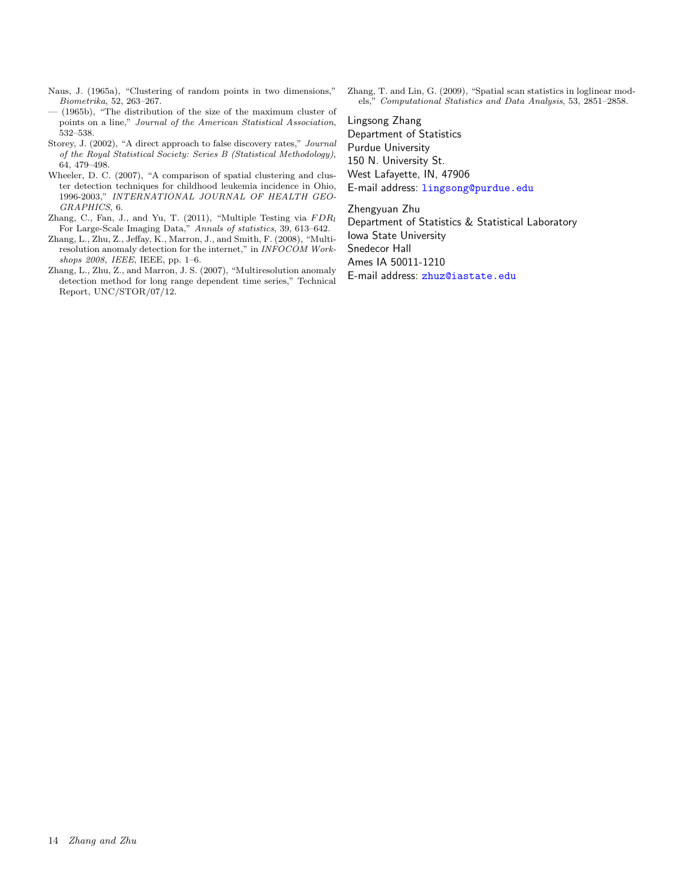Naus, J. (1965a), "Clustering of random points in two dimensions," *Biometrika*, 52, 263–267.

— (1965b), "The distribution of the size of the maximum cluster of points on a line," *Journal of the American Statistical Association*, 532–538.

Storey, J. (2002), "A direct approach to false discovery rates," *Journal of the Royal Statistical Society: Series B (Statistical Methodology)*, 64, 479–498.

Wheeler, D. C. (2007), "A comparison of spatial clustering and cluster detection techniques for childhood leukemia incidence in Ohio, 1996-2003," *INTERNATIONAL JOURNAL OF HEALTH GEOGRAPHICS*, 6.

Zhang, C., Fan, J., and Yu, T. (2011), "Multiple Testing via $FDR_l$ For Large-Scale Imaging Data," *Annals of statistics*, 39, 613–642.

Zhang, L., Zhu, Z., Jeffay, K., Marron, J., and Smith, F. (2008), "Multiresolution anomaly detection for the internet," in *INFOCOM Workshops 2008, IEEE*, IEEE, pp. 1–6.

Zhang, L., Zhu, Z., and Marron, J. S. (2007), "Multiresolution anomaly detection method for long range dependent time series," Technical Report, UNC/STOR/07/12.

Zhang, T. and Lin, G. (2009), "Spatial scan statistics in loglinear models," *Computational Statistics and Data Analysis*, 53, 2851–2858.

Lingsong Zhang
Department of Statistics
Purdue University
150 N. University St.
West Lafayette, IN, 47906
E-mail address: lingsong@purdue.edu

Zhengyuan Zhu
Department of Statistics & Statistical Laboratory
Iowa State University
Snedecor Hall
Ames IA 50011-1210
E-mail address: zhuz@iastate.edu